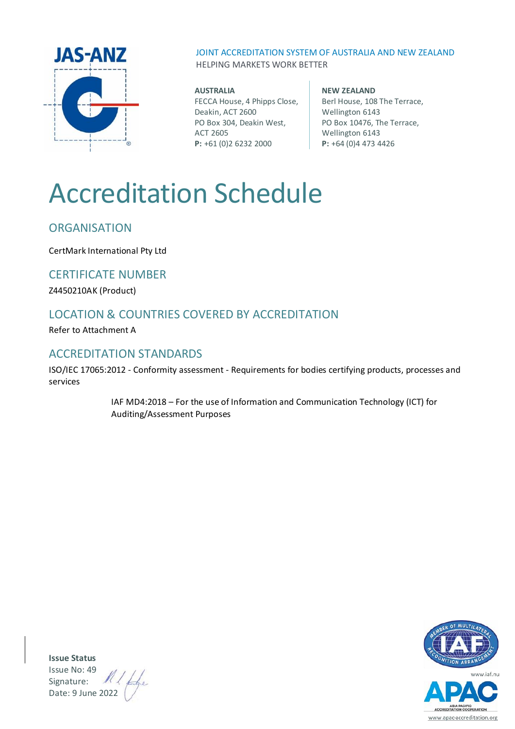JAS-ANZ

JOINT ACCREDITATION SYSTEM OF AUSTRALIA AND NEW ZEALAND
HELPING MARKETS WORK BETTER

**AUSTRALIA**
FECCA House, 4 Phipps Close,
Deakin, ACT 2600
PO Box 304, Deakin West,
ACT 2605
**P:** +61 (0)2 6232 2000

**NEW ZEALAND**
Berl House, 108 The Terrace,
Wellington 6143
PO Box 10476, The Terrace,
Wellington 6143
**P:** +64 (0)4 473 4426

# Accreditation Schedule

## ORGANISATION

CertMark International Pty Ltd

## CERTIFICATE NUMBER

Z4450210AK (Product)

## LOCATION & COUNTRIES COVERED BY ACCREDITATION

Refer to Attachment A

## ACCREDITATION STANDARDS

ISO/IEC 17065:2012 - Conformity assessment - Requirements for bodies certifying products, processes and services

IAF MD4:2018 – For the use of Information and Communication Technology (ICT) for Auditing/Assessment Purposes

**Issue Status**
Issue No: 49
Signature:
Date: 9 June 2022

www.iaf.nu

www.apac-accreditation.org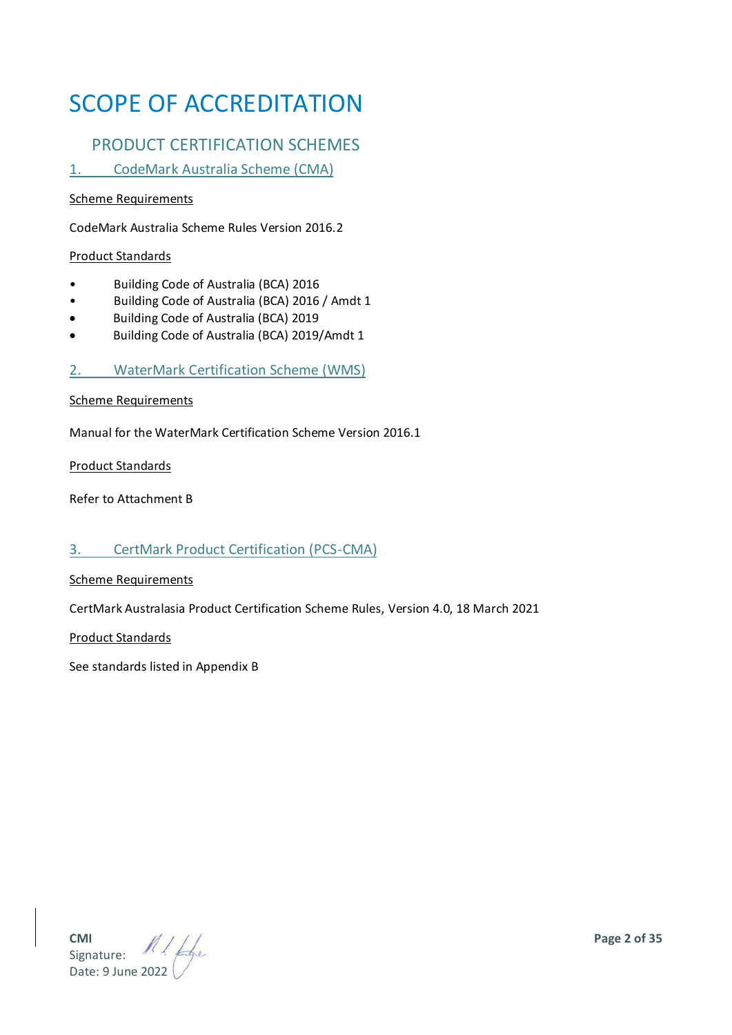# SCOPE OF ACCREDITATION

## PRODUCT CERTIFICATION SCHEMES

### 1. CodeMark Australia Scheme (CMA)

Scheme Requirements

CodeMark Australia Scheme Rules Version 2016.2

Product Standards

- Building Code of Australia (BCA) 2016
- Building Code of Australia (BCA) 2016 / Amdt 1
- Building Code of Australia (BCA) 2019
- Building Code of Australia (BCA) 2019/Amdt 1

### 2. WaterMark Certification Scheme (WMS)

Scheme Requirements

Manual for the WaterMark Certification Scheme Version 2016.1

Product Standards

Refer to Attachment B

### 3. CertMark Product Certification (PCS-CMA)

Scheme Requirements

CertMark Australasia Product Certification Scheme Rules, Version 4.0, 18 March 2021

Product Standards

See standards listed in Appendix B

**CMI**
Signature:
Date: 9 June 2022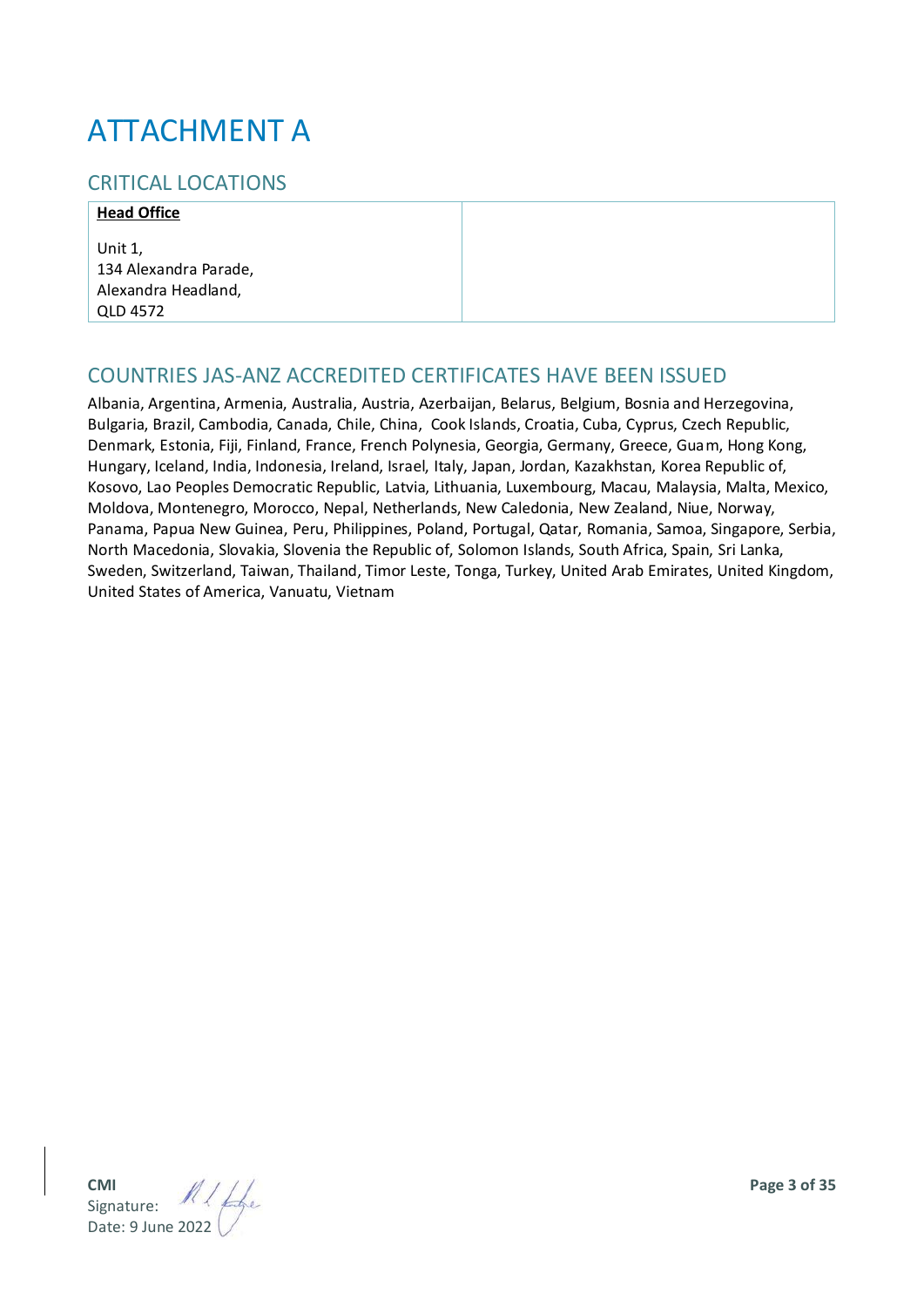# ATTACHMENT A

## CRITICAL LOCATIONS

| **Head Office**<br><br>Unit 1,<br>134 Alexandra Parade,<br>Alexandra Headland,<br>QLD 4572 | |
|---|---|

## COUNTRIES JAS-ANZ ACCREDITED CERTIFICATES HAVE BEEN ISSUED

Albania, Argentina, Armenia, Australia, Austria, Azerbaijan, Belarus, Belgium, Bosnia and Herzegovina, Bulgaria, Brazil, Cambodia, Canada, Chile, China, Cook Islands, Croatia, Cuba, Cyprus, Czech Republic, Denmark, Estonia, Fiji, Finland, France, French Polynesia, Georgia, Germany, Greece, Guam, Hong Kong, Hungary, Iceland, India, Indonesia, Ireland, Israel, Italy, Japan, Jordan, Kazakhstan, Korea Republic of, Kosovo, Lao Peoples Democratic Republic, Latvia, Lithuania, Luxembourg, Macau, Malaysia, Malta, Mexico, Moldova, Montenegro, Morocco, Nepal, Netherlands, New Caledonia, New Zealand, Niue, Norway, Panama, Papua New Guinea, Peru, Philippines, Poland, Portugal, Qatar, Romania, Samoa, Singapore, Serbia, North Macedonia, Slovakia, Slovenia the Republic of, Solomon Islands, South Africa, Spain, Sri Lanka, Sweden, Switzerland, Taiwan, Thailand, Timor Leste, Tonga, Turkey, United Arab Emirates, United Kingdom, United States of America, Vanuatu, Vietnam

**CMI**
Signature:
Date: 9 June 2022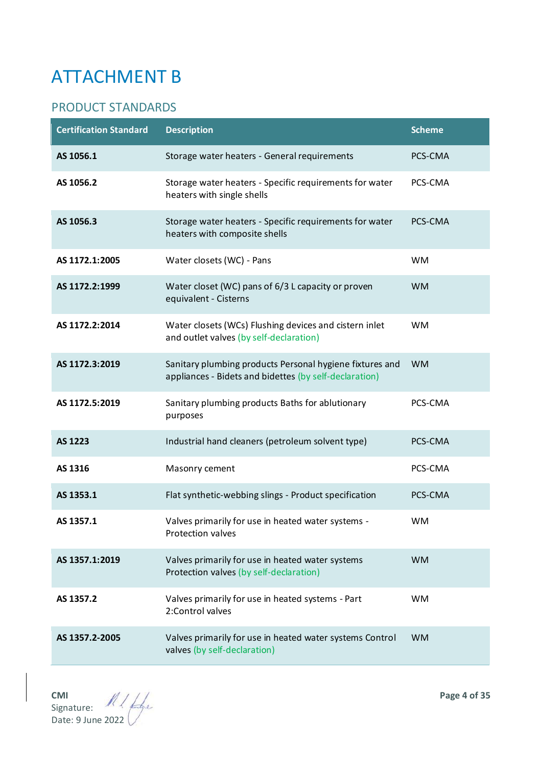# ATTACHMENT B

## PRODUCT STANDARDS

| Certification Standard | Description | Scheme |
|---|---|---|
| **AS 1056.1** | Storage water heaters - General requirements | PCS-CMA |
| **AS 1056.2** | Storage water heaters - Specific requirements for water heaters with single shells | PCS-CMA |
| **AS 1056.3** | Storage water heaters - Specific requirements for water heaters with composite shells | PCS-CMA |
| **AS 1172.1:2005** | Water closets (WC) - Pans | WM |
| **AS 1172.2:1999** | Water closet (WC) pans of 6/3 L capacity or proven equivalent - Cisterns | WM |
| **AS 1172.2:2014** | Water closets (WCs) Flushing devices and cistern inlet and outlet valves (by self-declaration) | WM |
| **AS 1172.3:2019** | Sanitary plumbing products Personal hygiene fixtures and appliances - Bidets and bidettes (by self-declaration) | WM |
| **AS 1172.5:2019** | Sanitary plumbing products Baths for ablutionary purposes | PCS-CMA |
| **AS 1223** | Industrial hand cleaners (petroleum solvent type) | PCS-CMA |
| **AS 1316** | Masonry cement | PCS-CMA |
| **AS 1353.1** | Flat synthetic-webbing slings - Product specification | PCS-CMA |
| **AS 1357.1** | Valves primarily for use in heated water systems - Protection valves | WM |
| **AS 1357.1:2019** | Valves primarily for use in heated water systems Protection valves (by self-declaration) | WM |
| **AS 1357.2** | Valves primarily for use in heated systems - Part 2:Control valves | WM |
| **AS 1357.2-2005** | Valves primarily for use in heated water systems Control valves (by self-declaration) | WM |

**CMI**
Signature:
Date: 9 June 2022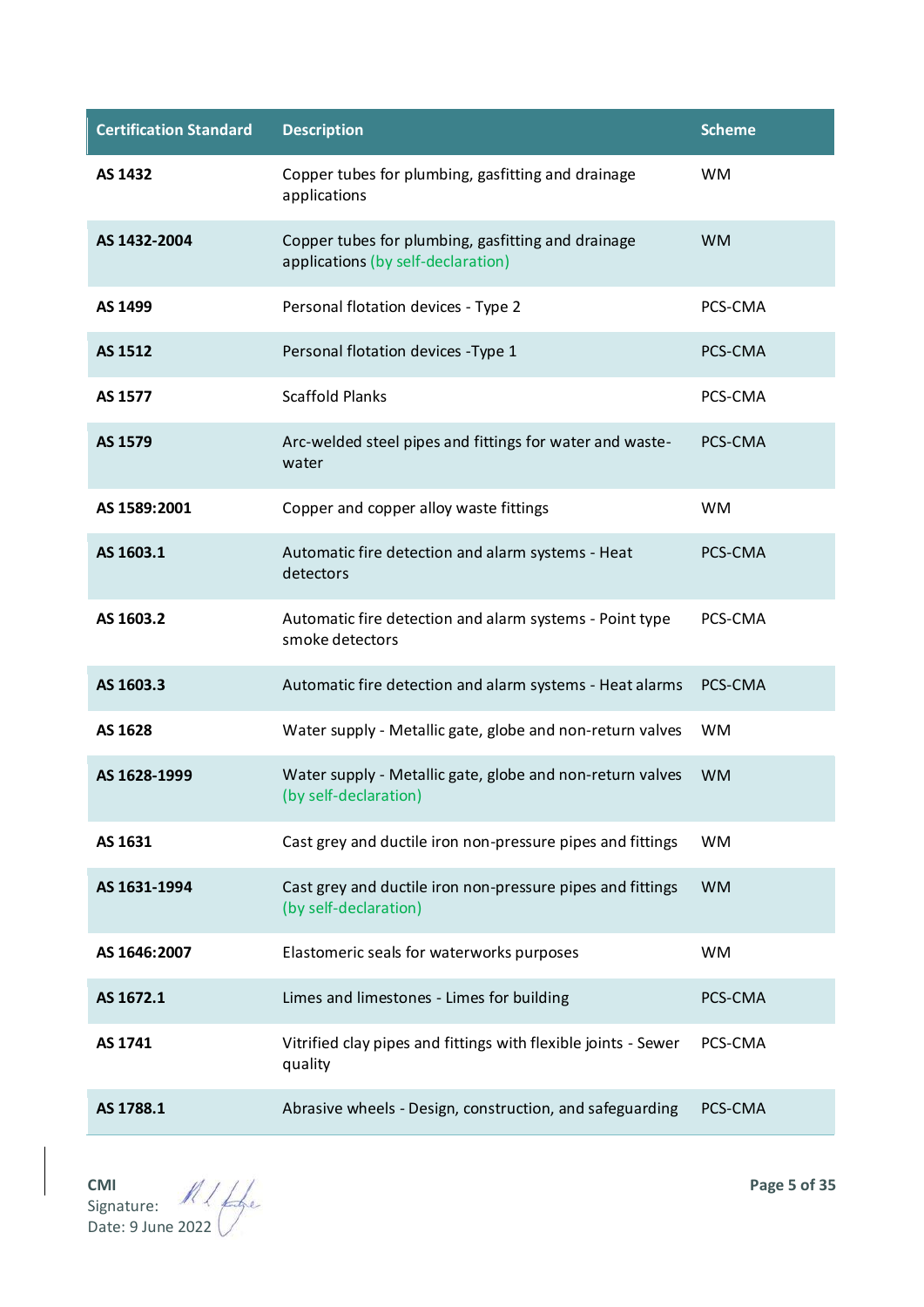| Certification Standard | Description | Scheme |
|---|---|---|
| **AS 1432** | Copper tubes for plumbing, gasfitting and drainage applications | WM |
| **AS 1432-2004** | Copper tubes for plumbing, gasfitting and drainage applications (by self-declaration) | WM |
| **AS 1499** | Personal flotation devices - Type 2 | PCS-CMA |
| **AS 1512** | Personal flotation devices -Type 1 | PCS-CMA |
| **AS 1577** | Scaffold Planks | PCS-CMA |
| **AS 1579** | Arc-welded steel pipes and fittings for water and waste-water | PCS-CMA |
| **AS 1589:2001** | Copper and copper alloy waste fittings | WM |
| **AS 1603.1** | Automatic fire detection and alarm systems - Heat detectors | PCS-CMA |
| **AS 1603.2** | Automatic fire detection and alarm systems - Point type smoke detectors | PCS-CMA |
| **AS 1603.3** | Automatic fire detection and alarm systems - Heat alarms | PCS-CMA |
| **AS 1628** | Water supply - Metallic gate, globe and non-return valves | WM |
| **AS 1628-1999** | Water supply - Metallic gate, globe and non-return valves (by self-declaration) | WM |
| **AS 1631** | Cast grey and ductile iron non-pressure pipes and fittings | WM |
| **AS 1631-1994** | Cast grey and ductile iron non-pressure pipes and fittings (by self-declaration) | WM |
| **AS 1646:2007** | Elastomeric seals for waterworks purposes | WM |
| **AS 1672.1** | Limes and limestones - Limes for building | PCS-CMA |
| **AS 1741** | Vitrified clay pipes and fittings with flexible joints - Sewer quality | PCS-CMA |
| **AS 1788.1** | Abrasive wheels - Design, construction, and safeguarding | PCS-CMA |

**CMI**
Signature:
Date: 9 June 2022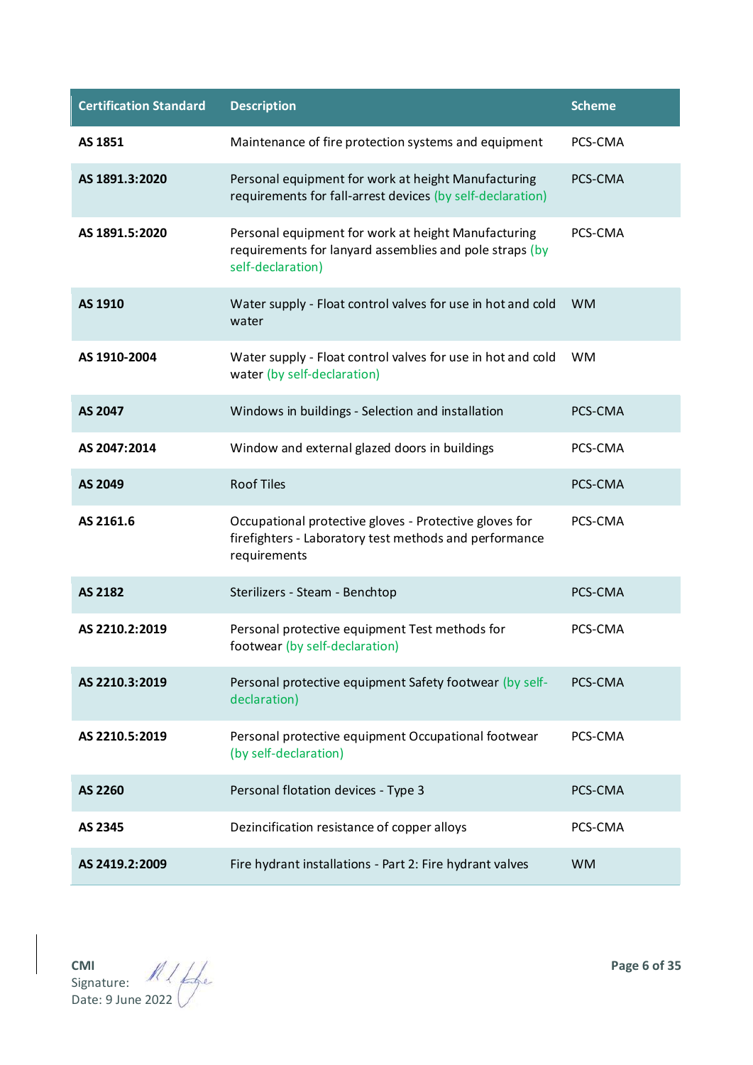| Certification Standard | Description | Scheme |
|---|---|---|
| **AS 1851** | Maintenance of fire protection systems and equipment | PCS-CMA |
| **AS 1891.3:2020** | Personal equipment for work at height Manufacturing requirements for fall-arrest devices (by self-declaration) | PCS-CMA |
| **AS 1891.5:2020** | Personal equipment for work at height Manufacturing requirements for lanyard assemblies and pole straps (by self-declaration) | PCS-CMA |
| **AS 1910** | Water supply - Float control valves for use in hot and cold water | WM |
| **AS 1910-2004** | Water supply - Float control valves for use in hot and cold water (by self-declaration) | WM |
| **AS 2047** | Windows in buildings - Selection and installation | PCS-CMA |
| **AS 2047:2014** | Window and external glazed doors in buildings | PCS-CMA |
| **AS 2049** | Roof Tiles | PCS-CMA |
| **AS 2161.6** | Occupational protective gloves - Protective gloves for firefighters - Laboratory test methods and performance requirements | PCS-CMA |
| **AS 2182** | Sterilizers - Steam - Benchtop | PCS-CMA |
| **AS 2210.2:2019** | Personal protective equipment Test methods for footwear (by self-declaration) | PCS-CMA |
| **AS 2210.3:2019** | Personal protective equipment Safety footwear (by self-declaration) | PCS-CMA |
| **AS 2210.5:2019** | Personal protective equipment Occupational footwear (by self-declaration) | PCS-CMA |
| **AS 2260** | Personal flotation devices - Type 3 | PCS-CMA |
| **AS 2345** | Dezincification resistance of copper alloys | PCS-CMA |
| **AS 2419.2:2009** | Fire hydrant installations - Part 2: Fire hydrant valves | WM |

**CMI**
Signature:
Date: 9 June 2022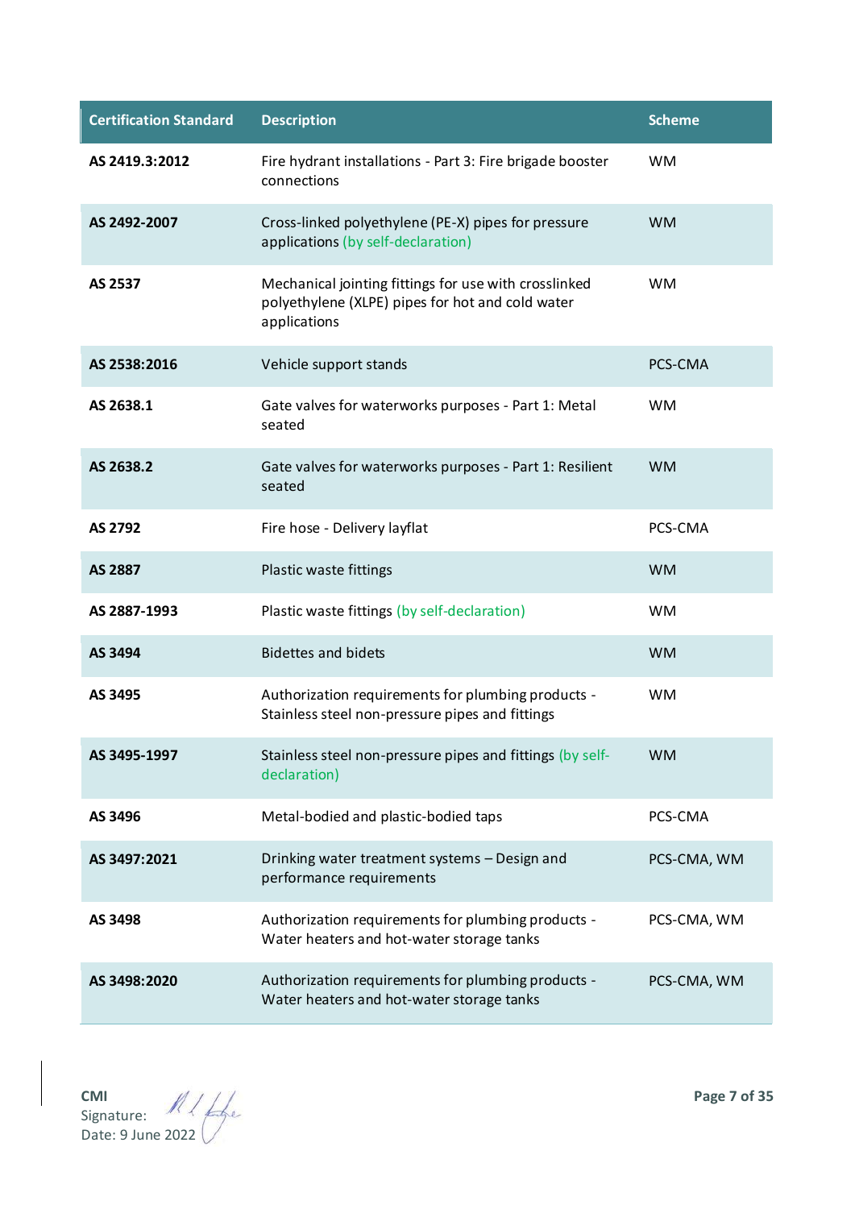| Certification Standard | Description | Scheme |
|---|---|---|
| **AS 2419.3:2012** | Fire hydrant installations - Part 3: Fire brigade booster connections | WM |
| **AS 2492-2007** | Cross-linked polyethylene (PE-X) pipes for pressure applications (by self-declaration) | WM |
| **AS 2537** | Mechanical jointing fittings for use with crosslinked polyethylene (XLPE) pipes for hot and cold water applications | WM |
| **AS 2538:2016** | Vehicle support stands | PCS-CMA |
| **AS 2638.1** | Gate valves for waterworks purposes - Part 1: Metal seated | WM |
| **AS 2638.2** | Gate valves for waterworks purposes - Part 1: Resilient seated | WM |
| **AS 2792** | Fire hose - Delivery layflat | PCS-CMA |
| **AS 2887** | Plastic waste fittings | WM |
| **AS 2887-1993** | Plastic waste fittings (by self-declaration) | WM |
| **AS 3494** | Bidettes and bidets | WM |
| **AS 3495** | Authorization requirements for plumbing products - Stainless steel non-pressure pipes and fittings | WM |
| **AS 3495-1997** | Stainless steel non-pressure pipes and fittings (by self-declaration) | WM |
| **AS 3496** | Metal-bodied and plastic-bodied taps | PCS-CMA |
| **AS 3497:2021** | Drinking water treatment systems – Design and performance requirements | PCS-CMA, WM |
| **AS 3498** | Authorization requirements for plumbing products - Water heaters and hot-water storage tanks | PCS-CMA, WM |
| **AS 3498:2020** | Authorization requirements for plumbing products - Water heaters and hot-water storage tanks | PCS-CMA, WM |

**CMI**
Signature:
Date: 9 June 2022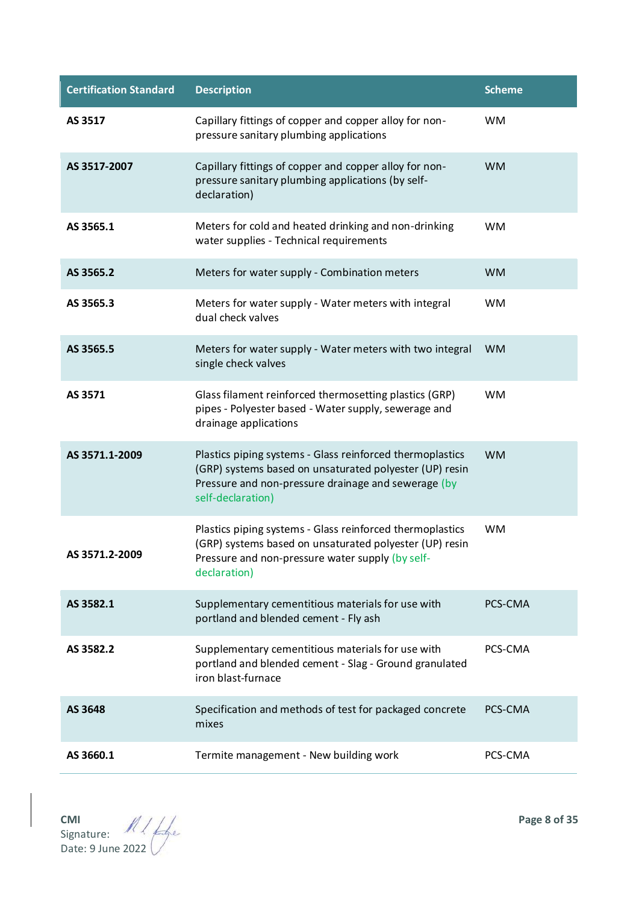| Certification Standard | Description | Scheme |
|---|---|---|
| **AS 3517** | Capillary fittings of copper and copper alloy for non-pressure sanitary plumbing applications | WM |
| **AS 3517-2007** | Capillary fittings of copper and copper alloy for non-pressure sanitary plumbing applications (by self-declaration) | WM |
| **AS 3565.1** | Meters for cold and heated drinking and non-drinking water supplies - Technical requirements | WM |
| **AS 3565.2** | Meters for water supply - Combination meters | WM |
| **AS 3565.3** | Meters for water supply - Water meters with integral dual check valves | WM |
| **AS 3565.5** | Meters for water supply - Water meters with two integral single check valves | WM |
| **AS 3571** | Glass filament reinforced thermosetting plastics (GRP) pipes - Polyester based - Water supply, sewerage and drainage applications | WM |
| **AS 3571.1-2009** | Plastics piping systems - Glass reinforced thermoplastics (GRP) systems based on unsaturated polyester (UP) resin Pressure and non-pressure drainage and sewerage (by self-declaration) | WM |
| **AS 3571.2-2009** | Plastics piping systems - Glass reinforced thermoplastics (GRP) systems based on unsaturated polyester (UP) resin Pressure and non-pressure water supply (by self-declaration) | WM |
| **AS 3582.1** | Supplementary cementitious materials for use with portland and blended cement - Fly ash | PCS-CMA |
| **AS 3582.2** | Supplementary cementitious materials for use with portland and blended cement - Slag - Ground granulated iron blast-furnace | PCS-CMA |
| **AS 3648** | Specification and methods of test for packaged concrete mixes | PCS-CMA |
| **AS 3660.1** | Termite management - New building work | PCS-CMA |

**CMI**
Signature:
Date: 9 June 2022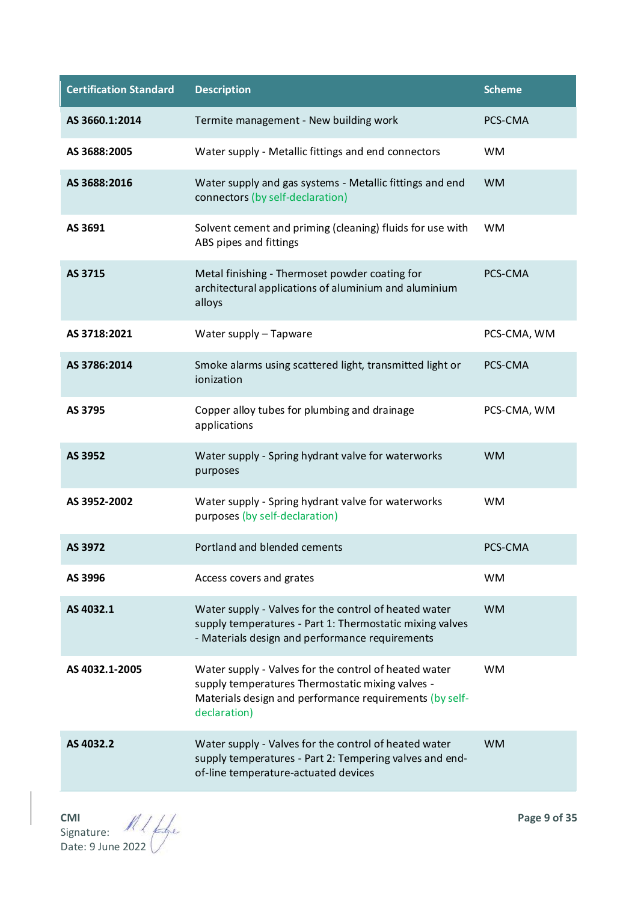| Certification Standard | Description | Scheme |
|---|---|---|
| **AS 3660.1:2014** | Termite management - New building work | PCS-CMA |
| **AS 3688:2005** | Water supply - Metallic fittings and end connectors | WM |
| **AS 3688:2016** | Water supply and gas systems - Metallic fittings and end connectors (by self-declaration) | WM |
| **AS 3691** | Solvent cement and priming (cleaning) fluids for use with ABS pipes and fittings | WM |
| **AS 3715** | Metal finishing - Thermoset powder coating for architectural applications of aluminium and aluminium alloys | PCS-CMA |
| **AS 3718:2021** | Water supply – Tapware | PCS-CMA, WM |
| **AS 3786:2014** | Smoke alarms using scattered light, transmitted light or ionization | PCS-CMA |
| **AS 3795** | Copper alloy tubes for plumbing and drainage applications | PCS-CMA, WM |
| **AS 3952** | Water supply - Spring hydrant valve for waterworks purposes | WM |
| **AS 3952-2002** | Water supply - Spring hydrant valve for waterworks purposes (by self-declaration) | WM |
| **AS 3972** | Portland and blended cements | PCS-CMA |
| **AS 3996** | Access covers and grates | WM |
| **AS 4032.1** | Water supply - Valves for the control of heated water supply temperatures - Part 1: Thermostatic mixing valves - Materials design and performance requirements | WM |
| **AS 4032.1-2005** | Water supply - Valves for the control of heated water supply temperatures Thermostatic mixing valves - Materials design and performance requirements (by self-declaration) | WM |
| **AS 4032.2** | Water supply - Valves for the control of heated water supply temperatures - Part 2: Tempering valves and end-of-line temperature-actuated devices | WM |

**CMI**
Signature:
Date: 9 June 2022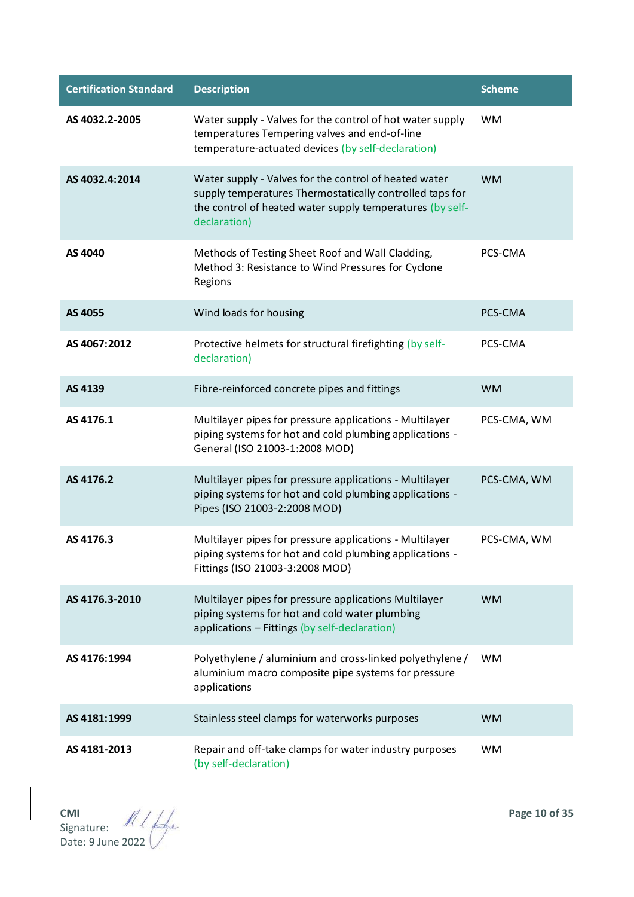| Certification Standard | Description | Scheme |
|---|---|---|
| **AS 4032.2-2005** | Water supply - Valves for the control of hot water supply temperatures Tempering valves and end-of-line temperature-actuated devices (by self-declaration) | WM |
| **AS 4032.4:2014** | Water supply - Valves for the control of heated water supply temperatures Thermostatically controlled taps for the control of heated water supply temperatures (by self-declaration) | WM |
| **AS 4040** | Methods of Testing Sheet Roof and Wall Cladding, Method 3: Resistance to Wind Pressures for Cyclone Regions | PCS-CMA |
| **AS 4055** | Wind loads for housing | PCS-CMA |
| **AS 4067:2012** | Protective helmets for structural firefighting (by self-declaration) | PCS-CMA |
| **AS 4139** | Fibre-reinforced concrete pipes and fittings | WM |
| **AS 4176.1** | Multilayer pipes for pressure applications - Multilayer piping systems for hot and cold plumbing applications - General (ISO 21003-1:2008 MOD) | PCS-CMA, WM |
| **AS 4176.2** | Multilayer pipes for pressure applications - Multilayer piping systems for hot and cold plumbing applications - Pipes (ISO 21003-2:2008 MOD) | PCS-CMA, WM |
| **AS 4176.3** | Multilayer pipes for pressure applications - Multilayer piping systems for hot and cold plumbing applications - Fittings (ISO 21003-3:2008 MOD) | PCS-CMA, WM |
| **AS 4176.3-2010** | Multilayer pipes for pressure applications Multilayer piping systems for hot and cold water plumbing applications – Fittings (by self-declaration) | WM |
| **AS 4176:1994** | Polyethylene / aluminium and cross-linked polyethylene / aluminium macro composite pipe systems for pressure applications | WM |
| **AS 4181:1999** | Stainless steel clamps for waterworks purposes | WM |
| **AS 4181-2013** | Repair and off-take clamps for water industry purposes (by self-declaration) | WM |

**CMI**
Signature:
Date: 9 June 2022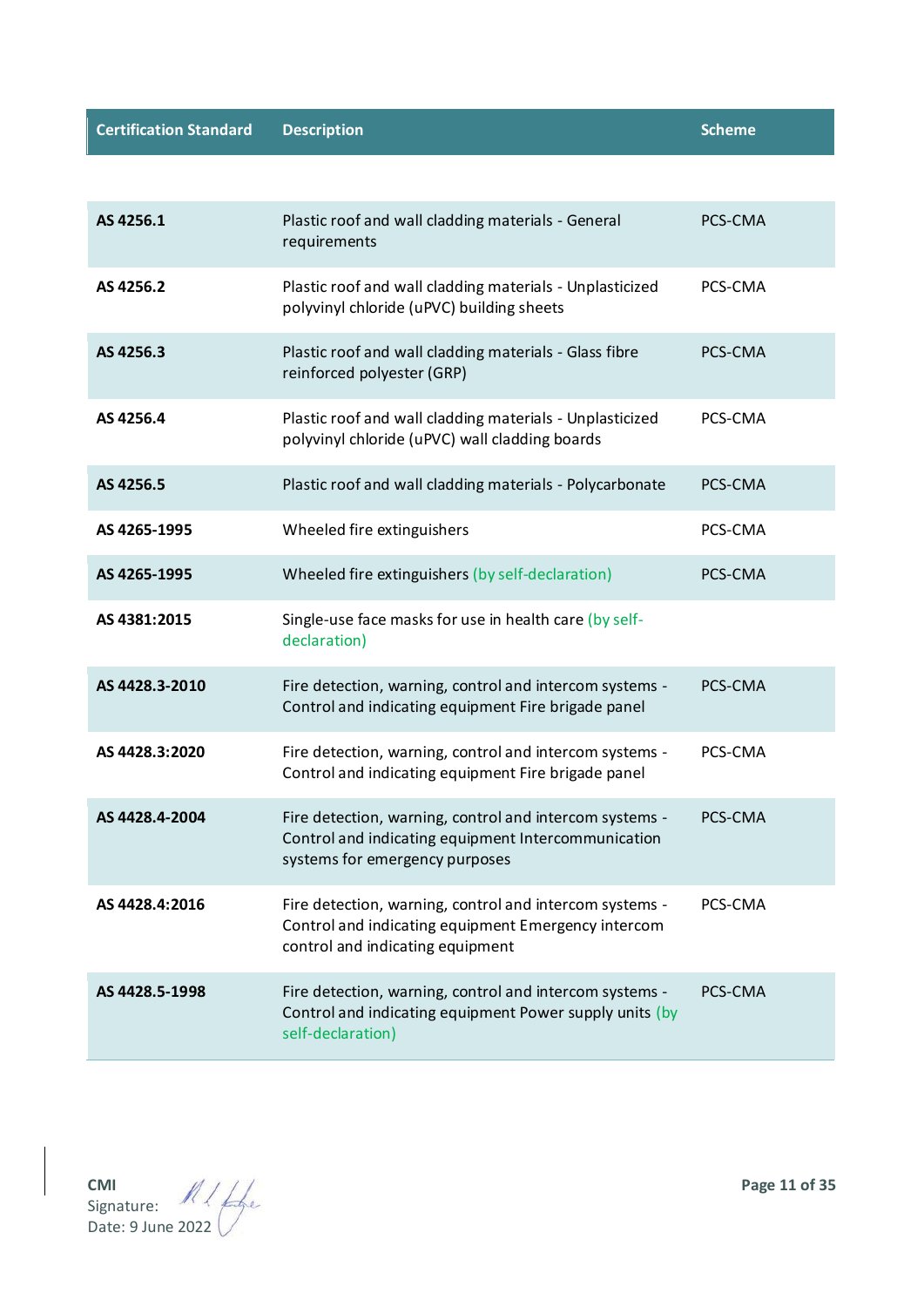| Certification Standard | Description | Scheme |
|---|---|---|
| **AS 4256.1** | Plastic roof and wall cladding materials - General requirements | PCS-CMA |
| **AS 4256.2** | Plastic roof and wall cladding materials - Unplasticized polyvinyl chloride (uPVC) building sheets | PCS-CMA |
| **AS 4256.3** | Plastic roof and wall cladding materials - Glass fibre reinforced polyester (GRP) | PCS-CMA |
| **AS 4256.4** | Plastic roof and wall cladding materials - Unplasticized polyvinyl chloride (uPVC) wall cladding boards | PCS-CMA |
| **AS 4256.5** | Plastic roof and wall cladding materials - Polycarbonate | PCS-CMA |
| **AS 4265-1995** | Wheeled fire extinguishers | PCS-CMA |
| **AS 4265-1995** | Wheeled fire extinguishers (by self-declaration) | PCS-CMA |
| **AS 4381:2015** | Single-use face masks for use in health care (by self-declaration) | |
| **AS 4428.3-2010** | Fire detection, warning, control and intercom systems - Control and indicating equipment Fire brigade panel | PCS-CMA |
| **AS 4428.3:2020** | Fire detection, warning, control and intercom systems - Control and indicating equipment Fire brigade panel | PCS-CMA |
| **AS 4428.4-2004** | Fire detection, warning, control and intercom systems - Control and indicating equipment Intercommunication systems for emergency purposes | PCS-CMA |
| **AS 4428.4:2016** | Fire detection, warning, control and intercom systems - Control and indicating equipment Emergency intercom control and indicating equipment | PCS-CMA |
| **AS 4428.5-1998** | Fire detection, warning, control and intercom systems - Control and indicating equipment Power supply units (by self-declaration) | PCS-CMA |

**CMI**
Signature:
Date: 9 June 2022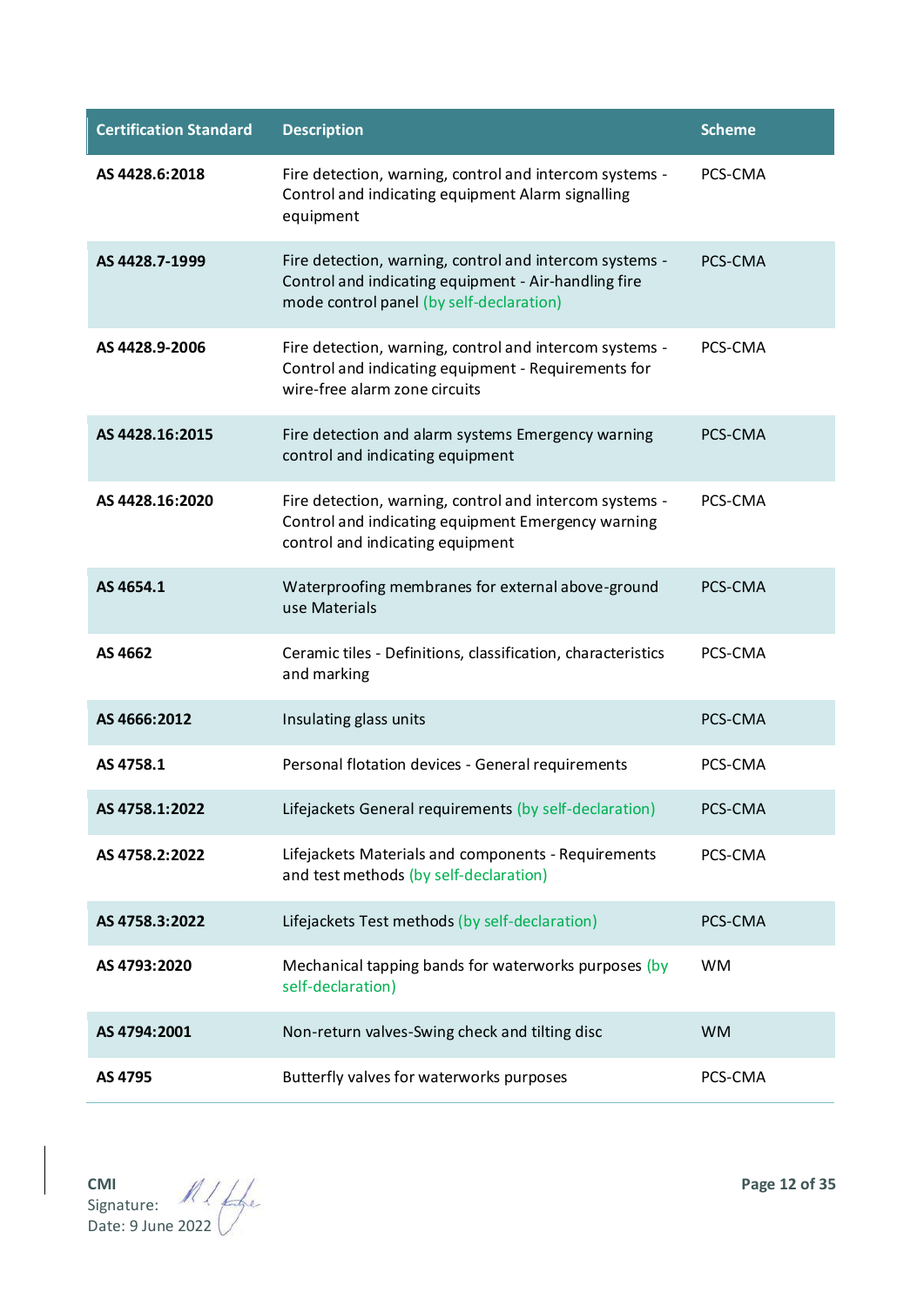| Certification Standard | Description | Scheme |
|---|---|---|
| **AS 4428.6:2018** | Fire detection, warning, control and intercom systems - Control and indicating equipment Alarm signalling equipment | PCS-CMA |
| **AS 4428.7-1999** | Fire detection, warning, control and intercom systems - Control and indicating equipment - Air-handling fire mode control panel (by self-declaration) | PCS-CMA |
| **AS 4428.9-2006** | Fire detection, warning, control and intercom systems - Control and indicating equipment - Requirements for wire-free alarm zone circuits | PCS-CMA |
| **AS 4428.16:2015** | Fire detection and alarm systems Emergency warning control and indicating equipment | PCS-CMA |
| **AS 4428.16:2020** | Fire detection, warning, control and intercom systems - Control and indicating equipment Emergency warning control and indicating equipment | PCS-CMA |
| **AS 4654.1** | Waterproofing membranes for external above-ground use Materials | PCS-CMA |
| **AS 4662** | Ceramic tiles - Definitions, classification, characteristics and marking | PCS-CMA |
| **AS 4666:2012** | Insulating glass units | PCS-CMA |
| **AS 4758.1** | Personal flotation devices - General requirements | PCS-CMA |
| **AS 4758.1:2022** | Lifejackets General requirements (by self-declaration) | PCS-CMA |
| **AS 4758.2:2022** | Lifejackets Materials and components - Requirements and test methods (by self-declaration) | PCS-CMA |
| **AS 4758.3:2022** | Lifejackets Test methods (by self-declaration) | PCS-CMA |
| **AS 4793:2020** | Mechanical tapping bands for waterworks purposes (by self-declaration) | WM |
| **AS 4794:2001** | Non-return valves-Swing check and tilting disc | WM |
| **AS 4795** | Butterfly valves for waterworks purposes | PCS-CMA |

**CMI**
Signature:
Date: 9 June 2022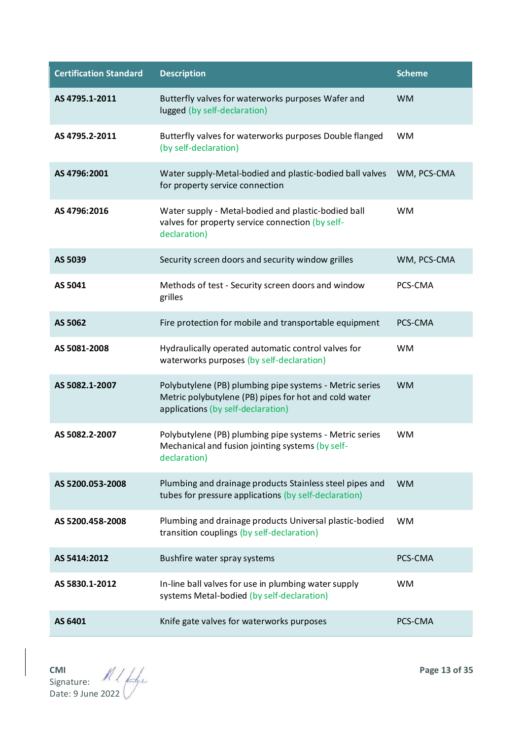| Certification Standard | Description | Scheme |
| --- | --- | --- |
| **AS 4795.1-2011** | Butterfly valves for waterworks purposes Wafer and lugged (by self-declaration) | WM |
| **AS 4795.2-2011** | Butterfly valves for waterworks purposes Double flanged (by self-declaration) | WM |
| **AS 4796:2001** | Water supply-Metal-bodied and plastic-bodied ball valves for property service connection | WM, PCS-CMA |
| **AS 4796:2016** | Water supply - Metal-bodied and plastic-bodied ball valves for property service connection (by self-declaration) | WM |
| **AS 5039** | Security screen doors and security window grilles | WM, PCS-CMA |
| **AS 5041** | Methods of test - Security screen doors and window grilles | PCS-CMA |
| **AS 5062** | Fire protection for mobile and transportable equipment | PCS-CMA |
| **AS 5081-2008** | Hydraulically operated automatic control valves for waterworks purposes (by self-declaration) | WM |
| **AS 5082.1-2007** | Polybutylene (PB) plumbing pipe systems - Metric series Metric polybutylene (PB) pipes for hot and cold water applications (by self-declaration) | WM |
| **AS 5082.2-2007** | Polybutylene (PB) plumbing pipe systems - Metric series Mechanical and fusion jointing systems (by self-declaration) | WM |
| **AS 5200.053-2008** | Plumbing and drainage products Stainless steel pipes and tubes for pressure applications (by self-declaration) | WM |
| **AS 5200.458-2008** | Plumbing and drainage products Universal plastic-bodied transition couplings (by self-declaration) | WM |
| **AS 5414:2012** | Bushfire water spray systems | PCS-CMA |
| **AS 5830.1-2012** | In-line ball valves for use in plumbing water supply systems Metal-bodied (by self-declaration) | WM |
| **AS 6401** | Knife gate valves for waterworks purposes | PCS-CMA |

**CMI**
Signature:
Date: 9 June 2022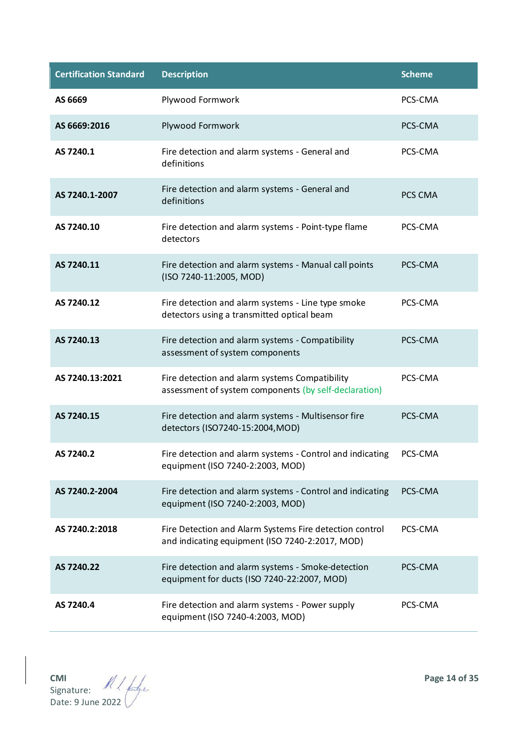| Certification Standard | Description | Scheme |
| --- | --- | --- |
| **AS 6669** | Plywood Formwork | PCS-CMA |
| **AS 6669:2016** | Plywood Formwork | PCS-CMA |
| **AS 7240.1** | Fire detection and alarm systems - General and definitions | PCS-CMA |
| **AS 7240.1-2007** | Fire detection and alarm systems - General and definitions | PCS CMA |
| **AS 7240.10** | Fire detection and alarm systems - Point-type flame detectors | PCS-CMA |
| **AS 7240.11** | Fire detection and alarm systems - Manual call points (ISO 7240-11:2005, MOD) | PCS-CMA |
| **AS 7240.12** | Fire detection and alarm systems - Line type smoke detectors using a transmitted optical beam | PCS-CMA |
| **AS 7240.13** | Fire detection and alarm systems - Compatibility assessment of system components | PCS-CMA |
| **AS 7240.13:2021** | Fire detection and alarm systems Compatibility assessment of system components (by self-declaration) | PCS-CMA |
| **AS 7240.15** | Fire detection and alarm systems - Multisensor fire detectors (ISO7240-15:2004,MOD) | PCS-CMA |
| **AS 7240.2** | Fire detection and alarm systems - Control and indicating equipment (ISO 7240-2:2003, MOD) | PCS-CMA |
| **AS 7240.2-2004** | Fire detection and alarm systems - Control and indicating equipment (ISO 7240-2:2003, MOD) | PCS-CMA |
| **AS 7240.2:2018** | Fire Detection and Alarm Systems Fire detection control and indicating equipment (ISO 7240-2:2017, MOD) | PCS-CMA |
| **AS 7240.22** | Fire detection and alarm systems - Smoke-detection equipment for ducts (ISO 7240-22:2007, MOD) | PCS-CMA |
| **AS 7240.4** | Fire detection and alarm systems - Power supply equipment (ISO 7240-4:2003, MOD) | PCS-CMA |

**CMI**
Signature:
Date: 9 June 2022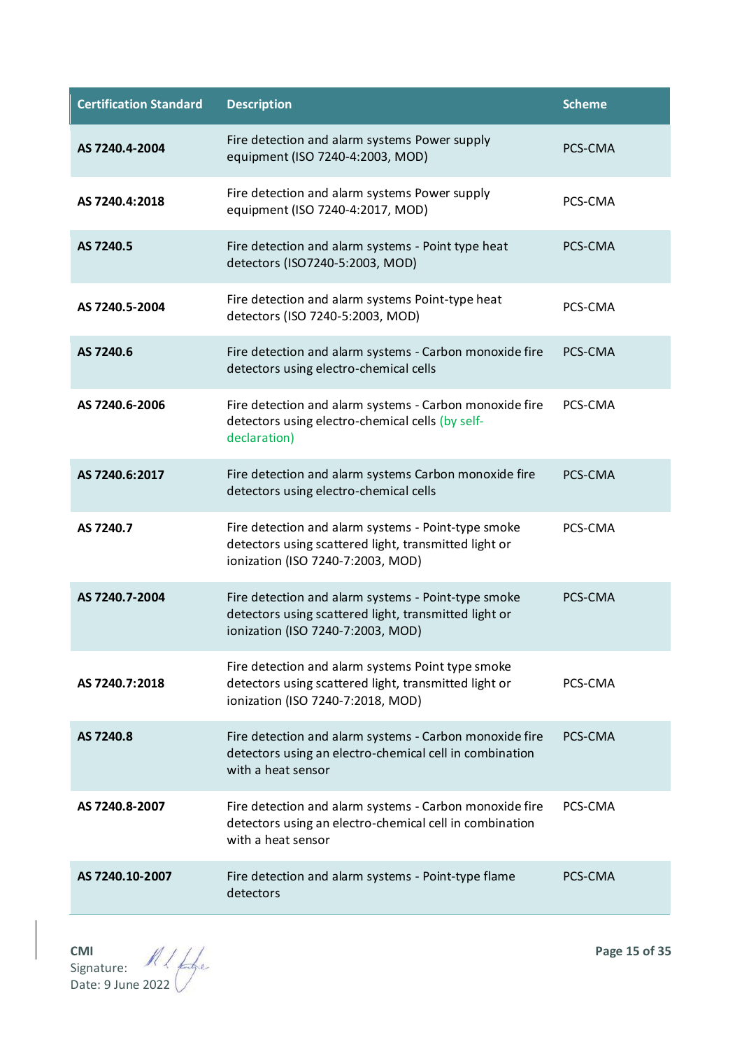| Certification Standard | Description | Scheme |
|---|---|---|
| **AS 7240.4-2004** | Fire detection and alarm systems Power supply equipment (ISO 7240-4:2003, MOD) | PCS-CMA |
| **AS 7240.4:2018** | Fire detection and alarm systems Power supply equipment (ISO 7240-4:2017, MOD) | PCS-CMA |
| **AS 7240.5** | Fire detection and alarm systems - Point type heat detectors (ISO7240-5:2003, MOD) | PCS-CMA |
| **AS 7240.5-2004** | Fire detection and alarm systems Point-type heat detectors (ISO 7240-5:2003, MOD) | PCS-CMA |
| **AS 7240.6** | Fire detection and alarm systems - Carbon monoxide fire detectors using electro-chemical cells | PCS-CMA |
| **AS 7240.6-2006** | Fire detection and alarm systems - Carbon monoxide fire detectors using electro-chemical cells (by self-declaration) | PCS-CMA |
| **AS 7240.6:2017** | Fire detection and alarm systems Carbon monoxide fire detectors using electro-chemical cells | PCS-CMA |
| **AS 7240.7** | Fire detection and alarm systems - Point-type smoke detectors using scattered light, transmitted light or ionization (ISO 7240-7:2003, MOD) | PCS-CMA |
| **AS 7240.7-2004** | Fire detection and alarm systems - Point-type smoke detectors using scattered light, transmitted light or ionization (ISO 7240-7:2003, MOD) | PCS-CMA |
| **AS 7240.7:2018** | Fire detection and alarm systems Point type smoke detectors using scattered light, transmitted light or ionization (ISO 7240-7:2018, MOD) | PCS-CMA |
| **AS 7240.8** | Fire detection and alarm systems - Carbon monoxide fire detectors using an electro-chemical cell in combination with a heat sensor | PCS-CMA |
| **AS 7240.8-2007** | Fire detection and alarm systems - Carbon monoxide fire detectors using an electro-chemical cell in combination with a heat sensor | PCS-CMA |
| **AS 7240.10-2007** | Fire detection and alarm systems - Point-type flame detectors | PCS-CMA |

**CMI**
Signature:
Date: 9 June 2022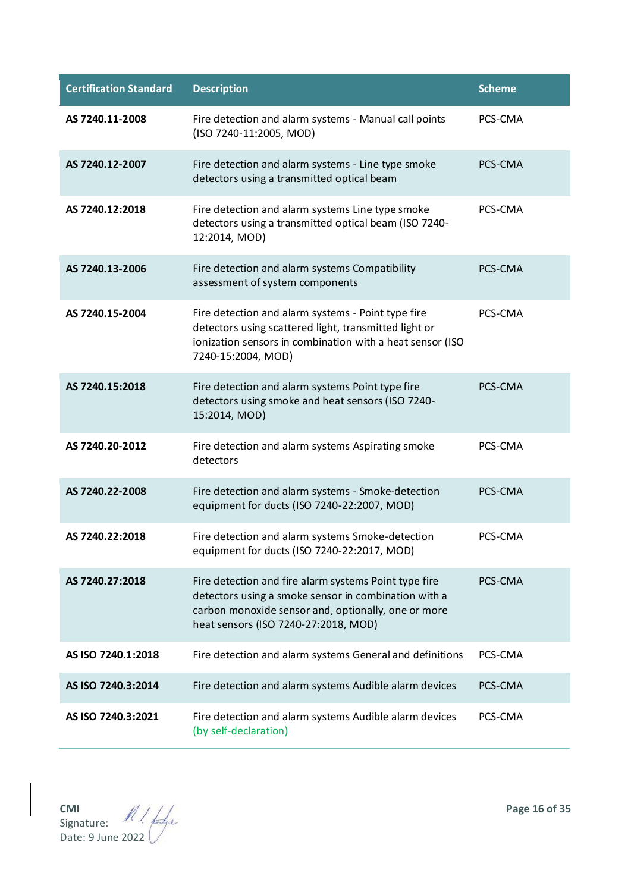| Certification Standard | Description | Scheme |
|---|---|---|
| **AS 7240.11-2008** | Fire detection and alarm systems - Manual call points (ISO 7240-11:2005, MOD) | PCS-CMA |
| **AS 7240.12-2007** | Fire detection and alarm systems - Line type smoke detectors using a transmitted optical beam | PCS-CMA |
| **AS 7240.12:2018** | Fire detection and alarm systems Line type smoke detectors using a transmitted optical beam (ISO 7240-12:2014, MOD) | PCS-CMA |
| **AS 7240.13-2006** | Fire detection and alarm systems Compatibility assessment of system components | PCS-CMA |
| **AS 7240.15-2004** | Fire detection and alarm systems - Point type fire detectors using scattered light, transmitted light or ionization sensors in combination with a heat sensor (ISO 7240-15:2004, MOD) | PCS-CMA |
| **AS 7240.15:2018** | Fire detection and alarm systems Point type fire detectors using smoke and heat sensors (ISO 7240-15:2014, MOD) | PCS-CMA |
| **AS 7240.20-2012** | Fire detection and alarm systems Aspirating smoke detectors | PCS-CMA |
| **AS 7240.22-2008** | Fire detection and alarm systems - Smoke-detection equipment for ducts (ISO 7240-22:2007, MOD) | PCS-CMA |
| **AS 7240.22:2018** | Fire detection and alarm systems Smoke-detection equipment for ducts (ISO 7240-22:2017, MOD) | PCS-CMA |
| **AS 7240.27:2018** | Fire detection and fire alarm systems Point type fire detectors using a smoke sensor in combination with a carbon monoxide sensor and, optionally, one or more heat sensors (ISO 7240-27:2018, MOD) | PCS-CMA |
| **AS ISO 7240.1:2018** | Fire detection and alarm systems General and definitions | PCS-CMA |
| **AS ISO 7240.3:2014** | Fire detection and alarm systems Audible alarm devices | PCS-CMA |
| **AS ISO 7240.3:2021** | Fire detection and alarm systems Audible alarm devices (by self-declaration) | PCS-CMA |

**CMI**
Signature:
Date: 9 June 2022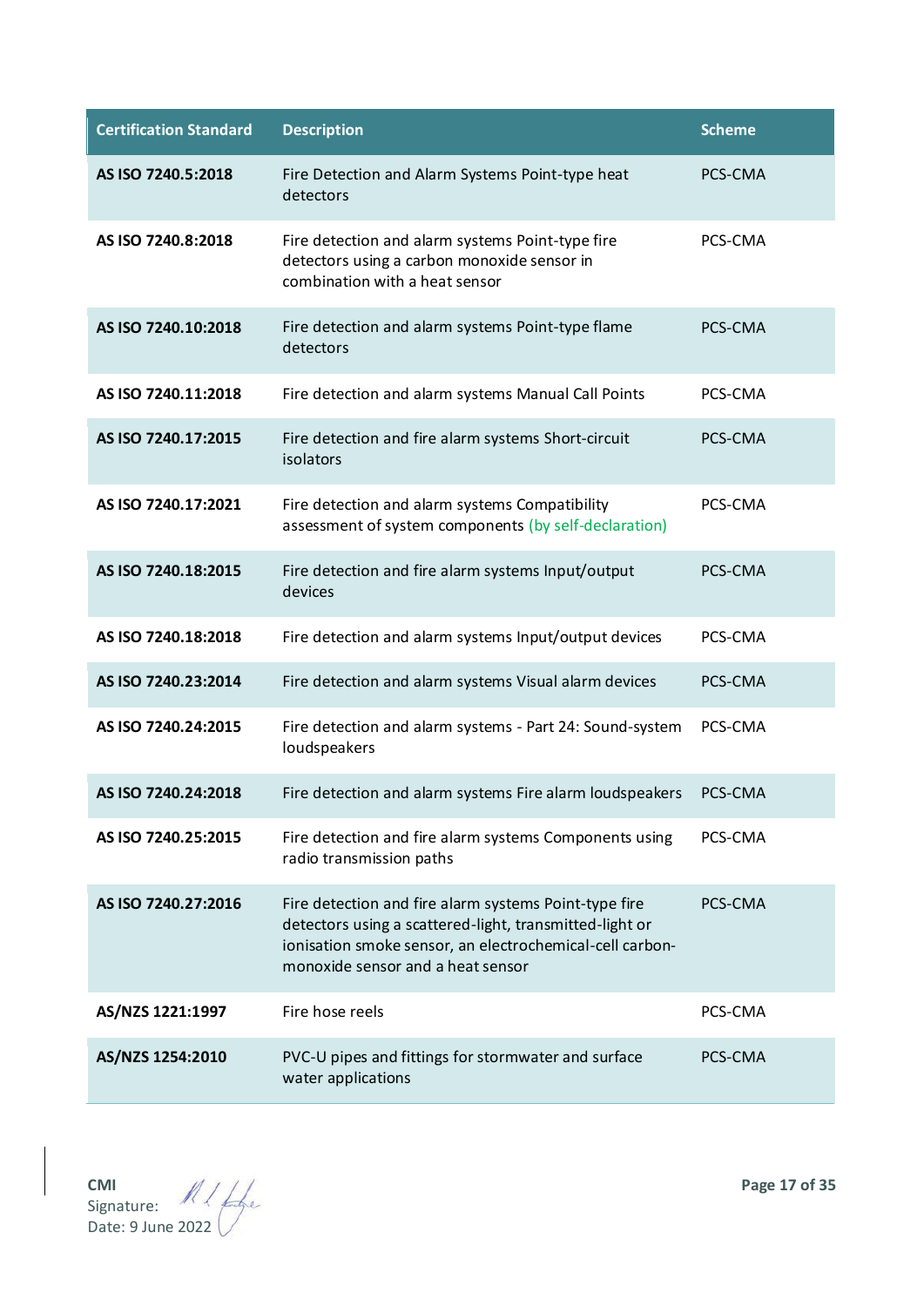| Certification Standard | Description | Scheme |
|---|---|---|
| **AS ISO 7240.5:2018** | Fire Detection and Alarm Systems Point-type heat detectors | PCS-CMA |
| **AS ISO 7240.8:2018** | Fire detection and alarm systems Point-type fire detectors using a carbon monoxide sensor in combination with a heat sensor | PCS-CMA |
| **AS ISO 7240.10:2018** | Fire detection and alarm systems Point-type flame detectors | PCS-CMA |
| **AS ISO 7240.11:2018** | Fire detection and alarm systems Manual Call Points | PCS-CMA |
| **AS ISO 7240.17:2015** | Fire detection and fire alarm systems Short-circuit isolators | PCS-CMA |
| **AS ISO 7240.17:2021** | Fire detection and alarm systems Compatibility assessment of system components (by self-declaration) | PCS-CMA |
| **AS ISO 7240.18:2015** | Fire detection and fire alarm systems Input/output devices | PCS-CMA |
| **AS ISO 7240.18:2018** | Fire detection and alarm systems Input/output devices | PCS-CMA |
| **AS ISO 7240.23:2014** | Fire detection and alarm systems Visual alarm devices | PCS-CMA |
| **AS ISO 7240.24:2015** | Fire detection and alarm systems - Part 24: Sound-system loudspeakers | PCS-CMA |
| **AS ISO 7240.24:2018** | Fire detection and alarm systems Fire alarm loudspeakers | PCS-CMA |
| **AS ISO 7240.25:2015** | Fire detection and fire alarm systems Components using radio transmission paths | PCS-CMA |
| **AS ISO 7240.27:2016** | Fire detection and fire alarm systems Point-type fire detectors using a scattered-light, transmitted-light or ionisation smoke sensor, an electrochemical-cell carbon-monoxide sensor and a heat sensor | PCS-CMA |
| **AS/NZS 1221:1997** | Fire hose reels | PCS-CMA |
| **AS/NZS 1254:2010** | PVC-U pipes and fittings for stormwater and surface water applications | PCS-CMA |

**CMI**
Signature:
Date: 9 June 2022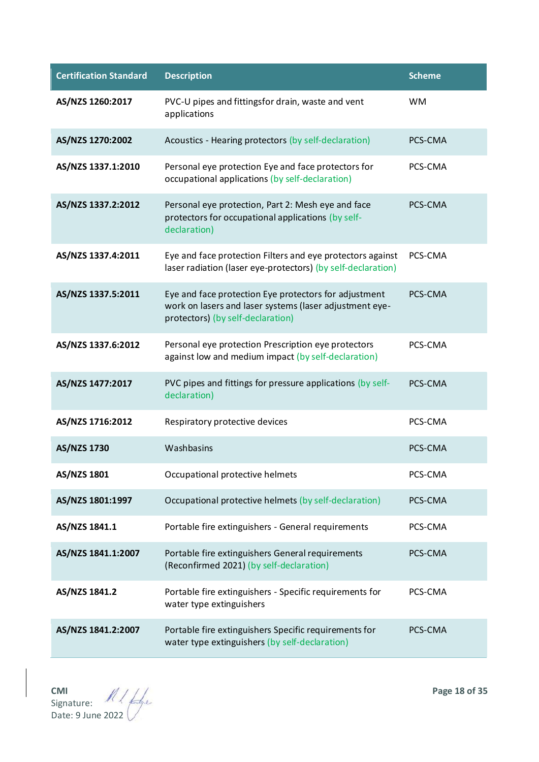| Certification Standard | Description | Scheme |
| --- | --- | --- |
| **AS/NZS 1260:2017** | PVC-U pipes and fittingsfor drain, waste and vent applications | WM |
| **AS/NZS 1270:2002** | Acoustics - Hearing protectors (by self-declaration) | PCS-CMA |
| **AS/NZS 1337.1:2010** | Personal eye protection Eye and face protectors for occupational applications (by self-declaration) | PCS-CMA |
| **AS/NZS 1337.2:2012** | Personal eye protection, Part 2: Mesh eye and face protectors for occupational applications (by self-declaration) | PCS-CMA |
| **AS/NZS 1337.4:2011** | Eye and face protection Filters and eye protectors against laser radiation (laser eye-protectors) (by self-declaration) | PCS-CMA |
| **AS/NZS 1337.5:2011** | Eye and face protection Eye protectors for adjustment work on lasers and laser systems (laser adjustment eye-protectors) (by self-declaration) | PCS-CMA |
| **AS/NZS 1337.6:2012** | Personal eye protection Prescription eye protectors against low and medium impact (by self-declaration) | PCS-CMA |
| **AS/NZS 1477:2017** | PVC pipes and fittings for pressure applications (by self-declaration) | PCS-CMA |
| **AS/NZS 1716:2012** | Respiratory protective devices | PCS-CMA |
| **AS/NZS 1730** | Washbasins | PCS-CMA |
| **AS/NZS 1801** | Occupational protective helmets | PCS-CMA |
| **AS/NZS 1801:1997** | Occupational protective helmets (by self-declaration) | PCS-CMA |
| **AS/NZS 1841.1** | Portable fire extinguishers - General requirements | PCS-CMA |
| **AS/NZS 1841.1:2007** | Portable fire extinguishers General requirements (Reconfirmed 2021) (by self-declaration) | PCS-CMA |
| **AS/NZS 1841.2** | Portable fire extinguishers - Specific requirements for water type extinguishers | PCS-CMA |
| **AS/NZS 1841.2:2007** | Portable fire extinguishers Specific requirements for water type extinguishers (by self-declaration) | PCS-CMA |

**CMI**
Signature:
Date: 9 June 2022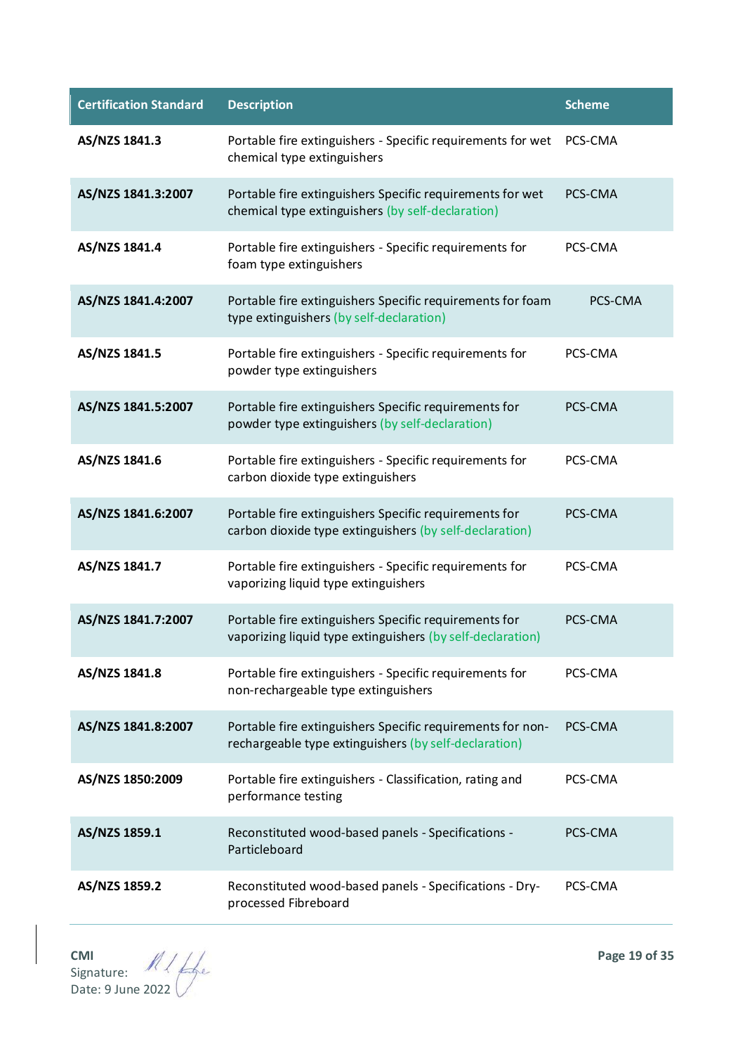| Certification Standard | Description | Scheme |
|---|---|---|
| **AS/NZS 1841.3** | Portable fire extinguishers - Specific requirements for wet chemical type extinguishers | PCS-CMA |
| **AS/NZS 1841.3:2007** | Portable fire extinguishers Specific requirements for wet chemical type extinguishers (by self-declaration) | PCS-CMA |
| **AS/NZS 1841.4** | Portable fire extinguishers - Specific requirements for foam type extinguishers | PCS-CMA |
| **AS/NZS 1841.4:2007** | Portable fire extinguishers Specific requirements for foam type extinguishers (by self-declaration) | PCS-CMA |
| **AS/NZS 1841.5** | Portable fire extinguishers - Specific requirements for powder type extinguishers | PCS-CMA |
| **AS/NZS 1841.5:2007** | Portable fire extinguishers Specific requirements for powder type extinguishers (by self-declaration) | PCS-CMA |
| **AS/NZS 1841.6** | Portable fire extinguishers - Specific requirements for carbon dioxide type extinguishers | PCS-CMA |
| **AS/NZS 1841.6:2007** | Portable fire extinguishers Specific requirements for carbon dioxide type extinguishers (by self-declaration) | PCS-CMA |
| **AS/NZS 1841.7** | Portable fire extinguishers - Specific requirements for vaporizing liquid type extinguishers | PCS-CMA |
| **AS/NZS 1841.7:2007** | Portable fire extinguishers Specific requirements for vaporizing liquid type extinguishers (by self-declaration) | PCS-CMA |
| **AS/NZS 1841.8** | Portable fire extinguishers - Specific requirements for non-rechargeable type extinguishers | PCS-CMA |
| **AS/NZS 1841.8:2007** | Portable fire extinguishers Specific requirements for non-rechargeable type extinguishers (by self-declaration) | PCS-CMA |
| **AS/NZS 1850:2009** | Portable fire extinguishers - Classification, rating and performance testing | PCS-CMA |
| **AS/NZS 1859.1** | Reconstituted wood-based panels - Specifications - Particleboard | PCS-CMA |
| **AS/NZS 1859.2** | Reconstituted wood-based panels - Specifications - Dry-processed Fibreboard | PCS-CMA |

**CMI**
Signature:
Date: 9 June 2022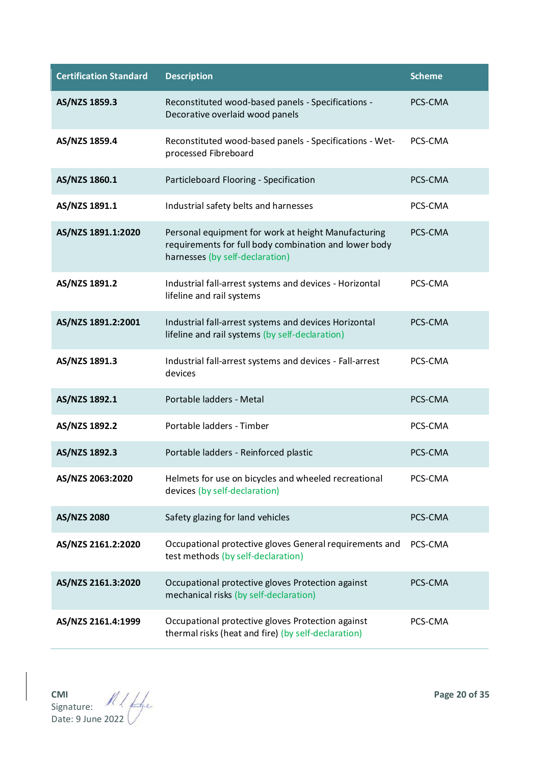| Certification Standard | Description | Scheme |
|---|---|---|
| **AS/NZS 1859.3** | Reconstituted wood-based panels - Specifications - Decorative overlaid wood panels | PCS-CMA |
| **AS/NZS 1859.4** | Reconstituted wood-based panels - Specifications - Wet-processed Fibreboard | PCS-CMA |
| **AS/NZS 1860.1** | Particleboard Flooring - Specification | PCS-CMA |
| **AS/NZS 1891.1** | Industrial safety belts and harnesses | PCS-CMA |
| **AS/NZS 1891.1:2020** | Personal equipment for work at height Manufacturing requirements for full body combination and lower body harnesses (by self-declaration) | PCS-CMA |
| **AS/NZS 1891.2** | Industrial fall-arrest systems and devices - Horizontal lifeline and rail systems | PCS-CMA |
| **AS/NZS 1891.2:2001** | Industrial fall-arrest systems and devices Horizontal lifeline and rail systems (by self-declaration) | PCS-CMA |
| **AS/NZS 1891.3** | Industrial fall-arrest systems and devices - Fall-arrest devices | PCS-CMA |
| **AS/NZS 1892.1** | Portable ladders - Metal | PCS-CMA |
| **AS/NZS 1892.2** | Portable ladders - Timber | PCS-CMA |
| **AS/NZS 1892.3** | Portable ladders - Reinforced plastic | PCS-CMA |
| **AS/NZS 2063:2020** | Helmets for use on bicycles and wheeled recreational devices (by self-declaration) | PCS-CMA |
| **AS/NZS 2080** | Safety glazing for land vehicles | PCS-CMA |
| **AS/NZS 2161.2:2020** | Occupational protective gloves General requirements and test methods (by self-declaration) | PCS-CMA |
| **AS/NZS 2161.3:2020** | Occupational protective gloves Protection against mechanical risks (by self-declaration) | PCS-CMA |
| **AS/NZS 2161.4:1999** | Occupational protective gloves Protection against thermal risks (heat and fire) (by self-declaration) | PCS-CMA |

**CMI**
Signature:
Date: 9 June 2022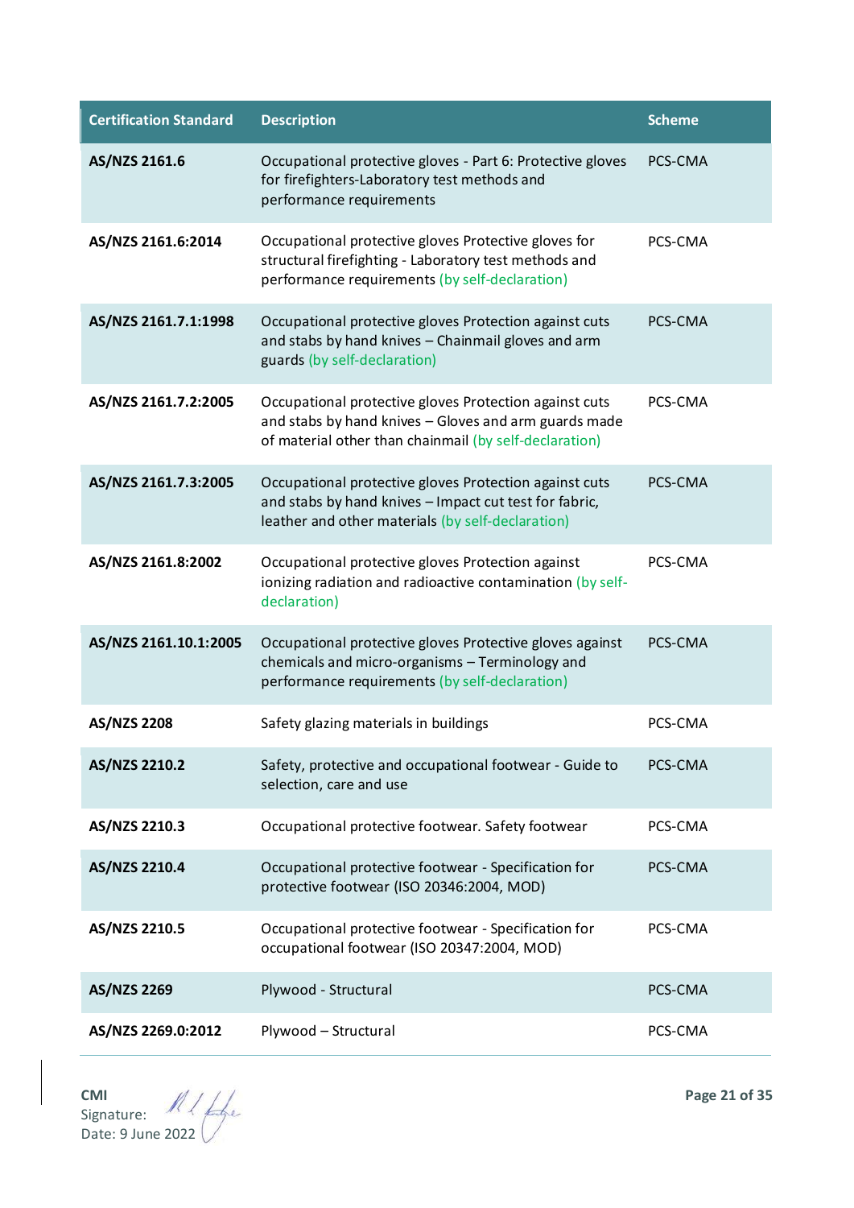| Certification Standard | Description | Scheme |
|---|---|---|
| **AS/NZS 2161.6** | Occupational protective gloves - Part 6: Protective gloves for firefighters-Laboratory test methods and performance requirements | PCS-CMA |
| **AS/NZS 2161.6:2014** | Occupational protective gloves Protective gloves for structural firefighting - Laboratory test methods and performance requirements (by self-declaration) | PCS-CMA |
| **AS/NZS 2161.7.1:1998** | Occupational protective gloves Protection against cuts and stabs by hand knives – Chainmail gloves and arm guards (by self-declaration) | PCS-CMA |
| **AS/NZS 2161.7.2:2005** | Occupational protective gloves Protection against cuts and stabs by hand knives – Gloves and arm guards made of material other than chainmail (by self-declaration) | PCS-CMA |
| **AS/NZS 2161.7.3:2005** | Occupational protective gloves Protection against cuts and stabs by hand knives – Impact cut test for fabric, leather and other materials (by self-declaration) | PCS-CMA |
| **AS/NZS 2161.8:2002** | Occupational protective gloves Protection against ionizing radiation and radioactive contamination (by self-declaration) | PCS-CMA |
| **AS/NZS 2161.10.1:2005** | Occupational protective gloves Protective gloves against chemicals and micro-organisms – Terminology and performance requirements (by self-declaration) | PCS-CMA |
| **AS/NZS 2208** | Safety glazing materials in buildings | PCS-CMA |
| **AS/NZS 2210.2** | Safety, protective and occupational footwear - Guide to selection, care and use | PCS-CMA |
| **AS/NZS 2210.3** | Occupational protective footwear. Safety footwear | PCS-CMA |
| **AS/NZS 2210.4** | Occupational protective footwear - Specification for protective footwear (ISO 20346:2004, MOD) | PCS-CMA |
| **AS/NZS 2210.5** | Occupational protective footwear - Specification for occupational footwear (ISO 20347:2004, MOD) | PCS-CMA |
| **AS/NZS 2269** | Plywood - Structural | PCS-CMA |
| **AS/NZS 2269.0:2012** | Plywood – Structural | PCS-CMA |

**CMI**
Signature:
Date: 9 June 2022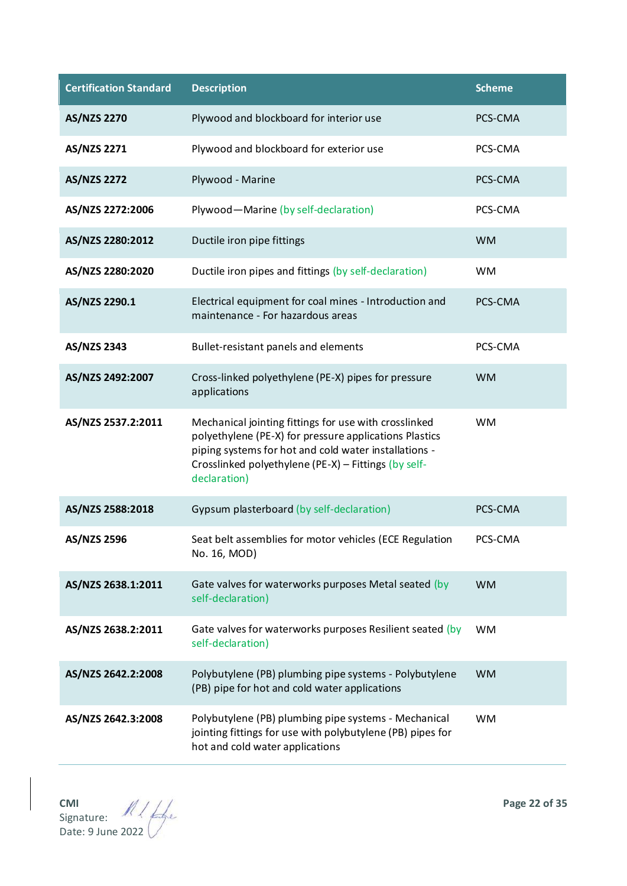| Certification Standard | Description | Scheme |
|---|---|---|
| **AS/NZS 2270** | Plywood and blockboard for interior use | PCS-CMA |
| **AS/NZS 2271** | Plywood and blockboard for exterior use | PCS-CMA |
| **AS/NZS 2272** | Plywood - Marine | PCS-CMA |
| **AS/NZS 2272:2006** | Plywood—Marine (by self-declaration) | PCS-CMA |
| **AS/NZS 2280:2012** | Ductile iron pipe fittings | WM |
| **AS/NZS 2280:2020** | Ductile iron pipes and fittings (by self-declaration) | WM |
| **AS/NZS 2290.1** | Electrical equipment for coal mines - Introduction and maintenance - For hazardous areas | PCS-CMA |
| **AS/NZS 2343** | Bullet-resistant panels and elements | PCS-CMA |
| **AS/NZS 2492:2007** | Cross-linked polyethylene (PE-X) pipes for pressure applications | WM |
| **AS/NZS 2537.2:2011** | Mechanical jointing fittings for use with crosslinked polyethylene (PE-X) for pressure applications Plastics piping systems for hot and cold water installations - Crosslinked polyethylene (PE-X) – Fittings (by self-declaration) | WM |
| **AS/NZS 2588:2018** | Gypsum plasterboard (by self-declaration) | PCS-CMA |
| **AS/NZS 2596** | Seat belt assemblies for motor vehicles (ECE Regulation No. 16, MOD) | PCS-CMA |
| **AS/NZS 2638.1:2011** | Gate valves for waterworks purposes Metal seated (by self-declaration) | WM |
| **AS/NZS 2638.2:2011** | Gate valves for waterworks purposes Resilient seated (by self-declaration) | WM |
| **AS/NZS 2642.2:2008** | Polybutylene (PB) plumbing pipe systems - Polybutylene (PB) pipe for hot and cold water applications | WM |
| **AS/NZS 2642.3:2008** | Polybutylene (PB) plumbing pipe systems - Mechanical jointing fittings for use with polybutylene (PB) pipes for hot and cold water applications | WM |

**CMI**
Signature:
Date: 9 June 2022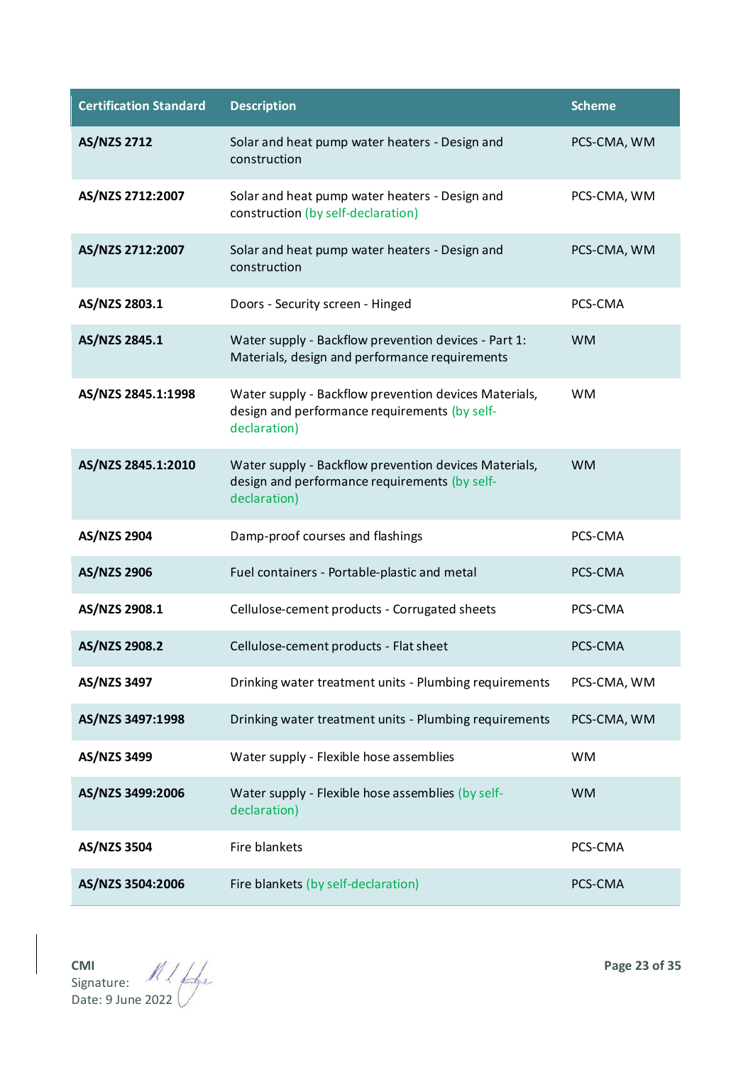| Certification Standard | Description | Scheme |
|---|---|---|
| **AS/NZS 2712** | Solar and heat pump water heaters - Design and construction | PCS-CMA, WM |
| **AS/NZS 2712:2007** | Solar and heat pump water heaters - Design and construction (by self-declaration) | PCS-CMA, WM |
| **AS/NZS 2712:2007** | Solar and heat pump water heaters - Design and construction | PCS-CMA, WM |
| **AS/NZS 2803.1** | Doors - Security screen - Hinged | PCS-CMA |
| **AS/NZS 2845.1** | Water supply - Backflow prevention devices - Part 1: Materials, design and performance requirements | WM |
| **AS/NZS 2845.1:1998** | Water supply - Backflow prevention devices Materials, design and performance requirements (by self-declaration) | WM |
| **AS/NZS 2845.1:2010** | Water supply - Backflow prevention devices Materials, design and performance requirements (by self-declaration) | WM |
| **AS/NZS 2904** | Damp-proof courses and flashings | PCS-CMA |
| **AS/NZS 2906** | Fuel containers - Portable-plastic and metal | PCS-CMA |
| **AS/NZS 2908.1** | Cellulose-cement products - Corrugated sheets | PCS-CMA |
| **AS/NZS 2908.2** | Cellulose-cement products - Flat sheet | PCS-CMA |
| **AS/NZS 3497** | Drinking water treatment units - Plumbing requirements | PCS-CMA, WM |
| **AS/NZS 3497:1998** | Drinking water treatment units - Plumbing requirements | PCS-CMA, WM |
| **AS/NZS 3499** | Water supply - Flexible hose assemblies | WM |
| **AS/NZS 3499:2006** | Water supply - Flexible hose assemblies (by self-declaration) | WM |
| **AS/NZS 3504** | Fire blankets | PCS-CMA |
| **AS/NZS 3504:2006** | Fire blankets (by self-declaration) | PCS-CMA |

**CMI**
Signature:
Date: 9 June 2022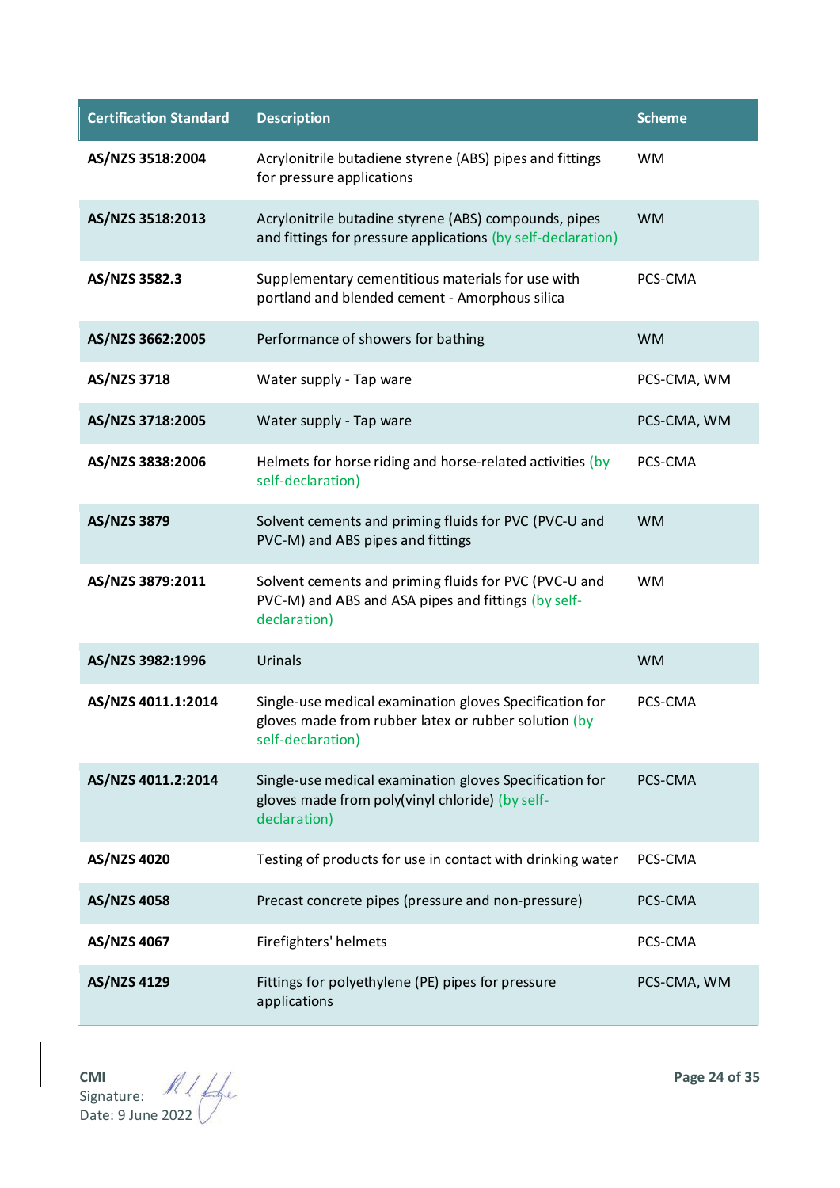| Certification Standard | Description | Scheme |
|---|---|---|
| **AS/NZS 3518:2004** | Acrylonitrile butadiene styrene (ABS) pipes and fittings for pressure applications | WM |
| **AS/NZS 3518:2013** | Acrylonitrile butadine styrene (ABS) compounds, pipes and fittings for pressure applications (by self-declaration) | WM |
| **AS/NZS 3582.3** | Supplementary cementitious materials for use with portland and blended cement - Amorphous silica | PCS-CMA |
| **AS/NZS 3662:2005** | Performance of showers for bathing | WM |
| **AS/NZS 3718** | Water supply - Tap ware | PCS-CMA, WM |
| **AS/NZS 3718:2005** | Water supply - Tap ware | PCS-CMA, WM |
| **AS/NZS 3838:2006** | Helmets for horse riding and horse-related activities (by self-declaration) | PCS-CMA |
| **AS/NZS 3879** | Solvent cements and priming fluids for PVC (PVC-U and PVC-M) and ABS pipes and fittings | WM |
| **AS/NZS 3879:2011** | Solvent cements and priming fluids for PVC (PVC-U and PVC-M) and ABS and ASA pipes and fittings (by self-declaration) | WM |
| **AS/NZS 3982:1996** | Urinals | WM |
| **AS/NZS 4011.1:2014** | Single-use medical examination gloves Specification for gloves made from rubber latex or rubber solution (by self-declaration) | PCS-CMA |
| **AS/NZS 4011.2:2014** | Single-use medical examination gloves Specification for gloves made from poly(vinyl chloride) (by self-declaration) | PCS-CMA |
| **AS/NZS 4020** | Testing of products for use in contact with drinking water | PCS-CMA |
| **AS/NZS 4058** | Precast concrete pipes (pressure and non-pressure) | PCS-CMA |
| **AS/NZS 4067** | Firefighters' helmets | PCS-CMA |
| **AS/NZS 4129** | Fittings for polyethylene (PE) pipes for pressure applications | PCS-CMA, WM |

**CMI**
Signature:
Date: 9 June 2022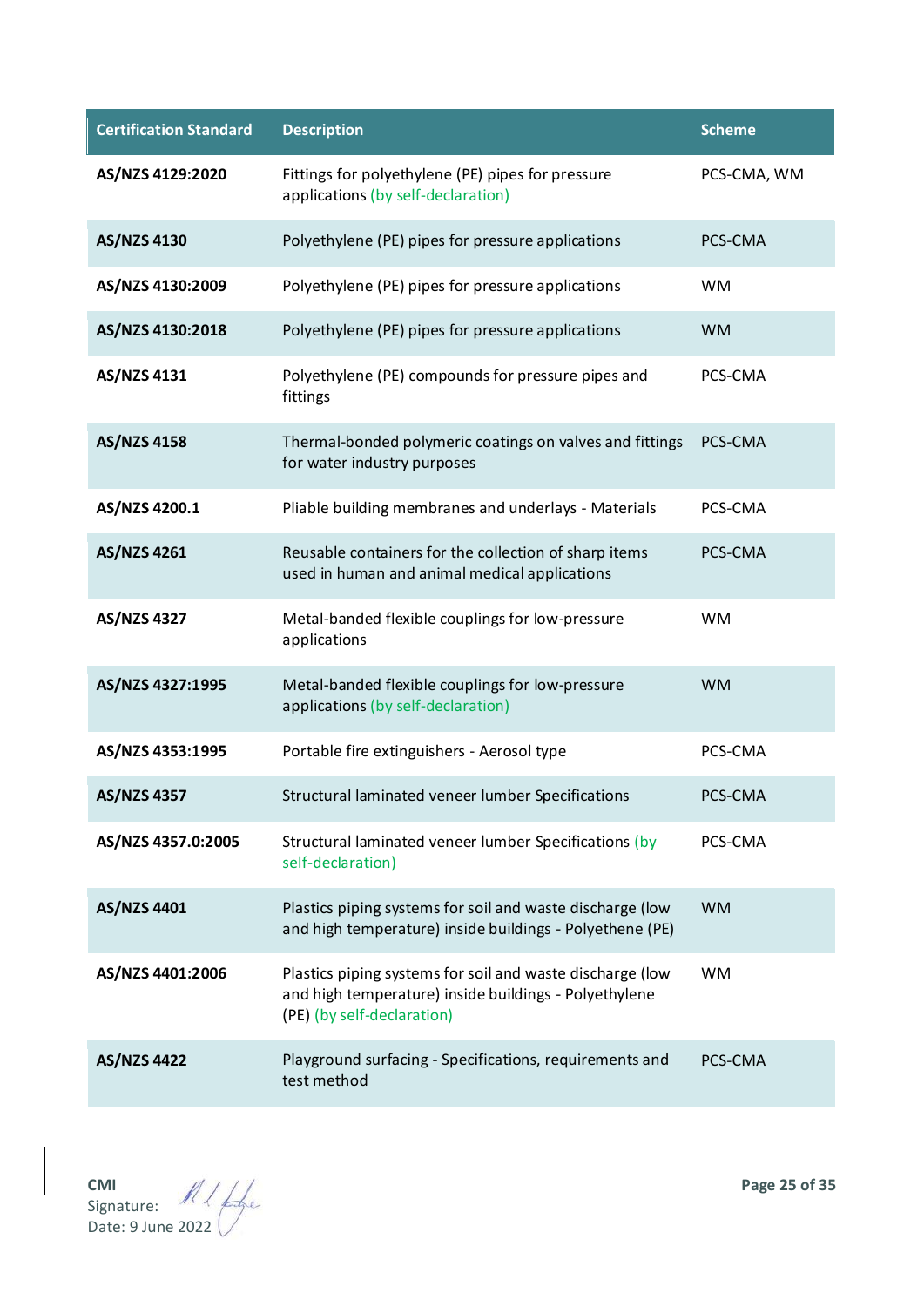| Certification Standard | Description | Scheme |
|---|---|---|
| **AS/NZS 4129:2020** | Fittings for polyethylene (PE) pipes for pressure applications (by self-declaration) | PCS-CMA, WM |
| **AS/NZS 4130** | Polyethylene (PE) pipes for pressure applications | PCS-CMA |
| **AS/NZS 4130:2009** | Polyethylene (PE) pipes for pressure applications | WM |
| **AS/NZS 4130:2018** | Polyethylene (PE) pipes for pressure applications | WM |
| **AS/NZS 4131** | Polyethylene (PE) compounds for pressure pipes and fittings | PCS-CMA |
| **AS/NZS 4158** | Thermal-bonded polymeric coatings on valves and fittings for water industry purposes | PCS-CMA |
| **AS/NZS 4200.1** | Pliable building membranes and underlays - Materials | PCS-CMA |
| **AS/NZS 4261** | Reusable containers for the collection of sharp items used in human and animal medical applications | PCS-CMA |
| **AS/NZS 4327** | Metal-banded flexible couplings for low-pressure applications | WM |
| **AS/NZS 4327:1995** | Metal-banded flexible couplings for low-pressure applications (by self-declaration) | WM |
| **AS/NZS 4353:1995** | Portable fire extinguishers - Aerosol type | PCS-CMA |
| **AS/NZS 4357** | Structural laminated veneer lumber Specifications | PCS-CMA |
| **AS/NZS 4357.0:2005** | Structural laminated veneer lumber Specifications (by self-declaration) | PCS-CMA |
| **AS/NZS 4401** | Plastics piping systems for soil and waste discharge (low and high temperature) inside buildings - Polyethene (PE) | WM |
| **AS/NZS 4401:2006** | Plastics piping systems for soil and waste discharge (low and high temperature) inside buildings - Polyethylene (PE) (by self-declaration) | WM |
| **AS/NZS 4422** | Playground surfacing - Specifications, requirements and test method | PCS-CMA |

**CMI**
Signature:
Date: 9 June 2022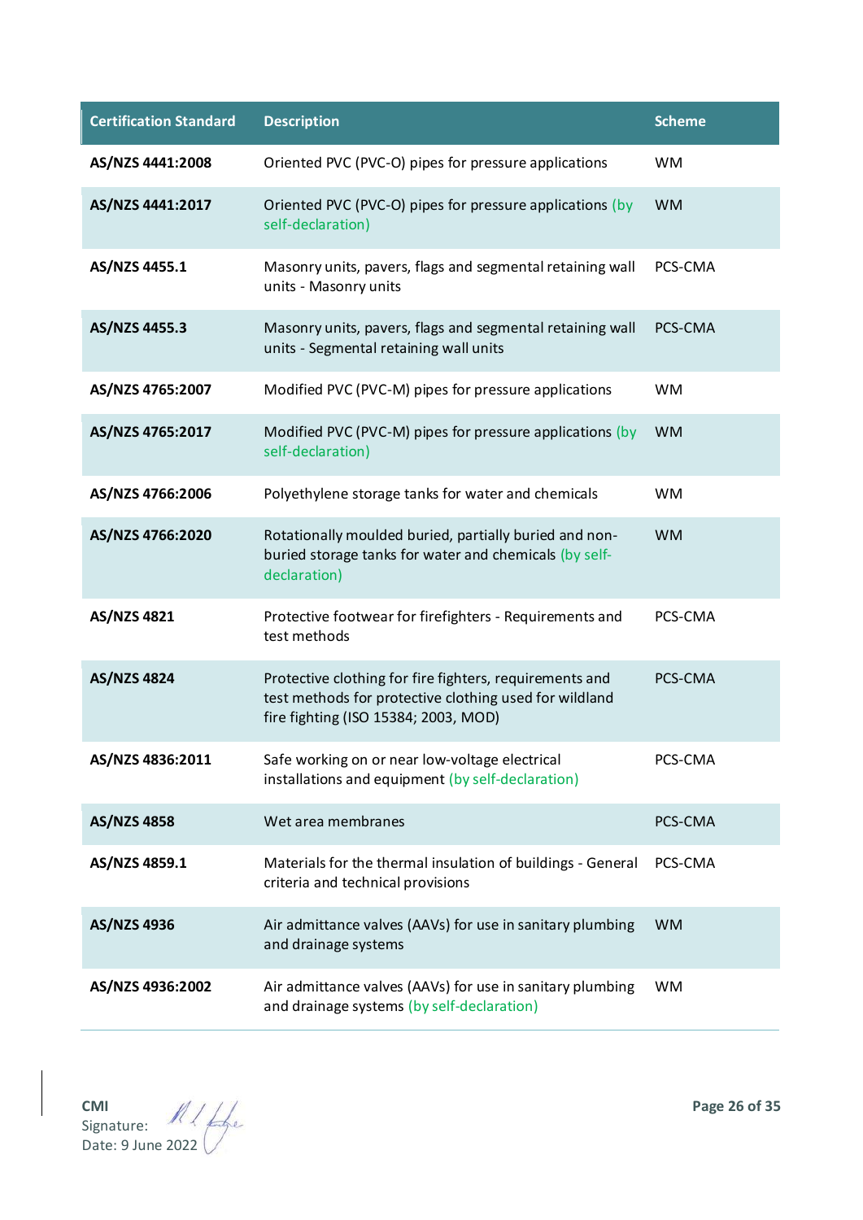| Certification Standard | Description | Scheme |
|---|---|---|
| **AS/NZS 4441:2008** | Oriented PVC (PVC-O) pipes for pressure applications | WM |
| **AS/NZS 4441:2017** | Oriented PVC (PVC-O) pipes for pressure applications (by self-declaration) | WM |
| **AS/NZS 4455.1** | Masonry units, pavers, flags and segmental retaining wall units - Masonry units | PCS-CMA |
| **AS/NZS 4455.3** | Masonry units, pavers, flags and segmental retaining wall units - Segmental retaining wall units | PCS-CMA |
| **AS/NZS 4765:2007** | Modified PVC (PVC-M) pipes for pressure applications | WM |
| **AS/NZS 4765:2017** | Modified PVC (PVC-M) pipes for pressure applications (by self-declaration) | WM |
| **AS/NZS 4766:2006** | Polyethylene storage tanks for water and chemicals | WM |
| **AS/NZS 4766:2020** | Rotationally moulded buried, partially buried and non-buried storage tanks for water and chemicals (by self-declaration) | WM |
| **AS/NZS 4821** | Protective footwear for firefighters - Requirements and test methods | PCS-CMA |
| **AS/NZS 4824** | Protective clothing for fire fighters, requirements and test methods for protective clothing used for wildland fire fighting (ISO 15384; 2003, MOD) | PCS-CMA |
| **AS/NZS 4836:2011** | Safe working on or near low-voltage electrical installations and equipment (by self-declaration) | PCS-CMA |
| **AS/NZS 4858** | Wet area membranes | PCS-CMA |
| **AS/NZS 4859.1** | Materials for the thermal insulation of buildings - General criteria and technical provisions | PCS-CMA |
| **AS/NZS 4936** | Air admittance valves (AAVs) for use in sanitary plumbing and drainage systems | WM |
| **AS/NZS 4936:2002** | Air admittance valves (AAVs) for use in sanitary plumbing and drainage systems (by self-declaration) | WM |

**CMI**
Signature:
Date: 9 June 2022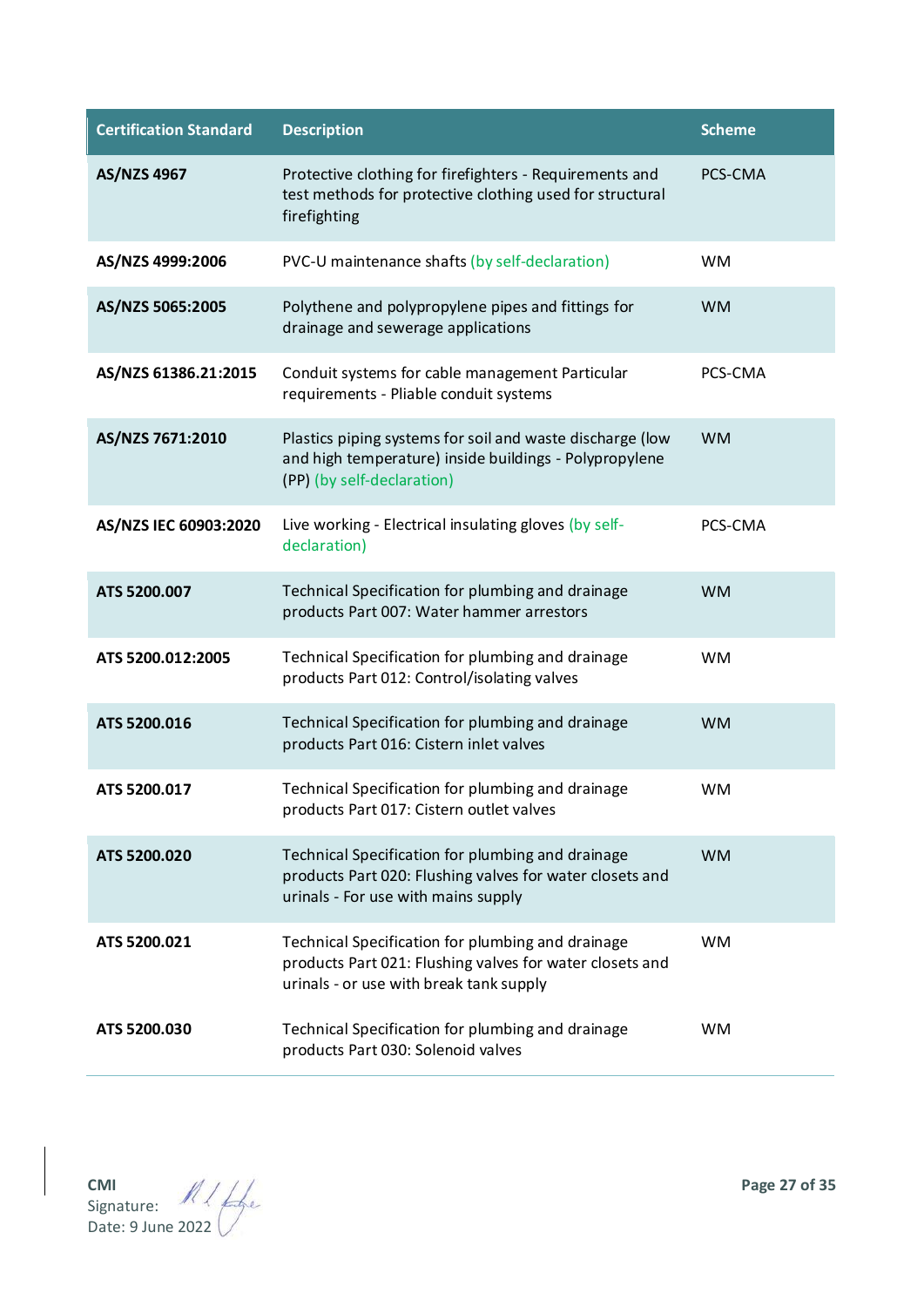| Certification Standard | Description | Scheme |
|---|---|---|
| **AS/NZS 4967** | Protective clothing for firefighters - Requirements and test methods for protective clothing used for structural firefighting | PCS-CMA |
| **AS/NZS 4999:2006** | PVC-U maintenance shafts (by self-declaration) | WM |
| **AS/NZS 5065:2005** | Polythene and polypropylene pipes and fittings for drainage and sewerage applications | WM |
| **AS/NZS 61386.21:2015** | Conduit systems for cable management Particular requirements - Pliable conduit systems | PCS-CMA |
| **AS/NZS 7671:2010** | Plastics piping systems for soil and waste discharge (low and high temperature) inside buildings - Polypropylene (PP) (by self-declaration) | WM |
| **AS/NZS IEC 60903:2020** | Live working - Electrical insulating gloves (by self-declaration) | PCS-CMA |
| **ATS 5200.007** | Technical Specification for plumbing and drainage products Part 007: Water hammer arrestors | WM |
| **ATS 5200.012:2005** | Technical Specification for plumbing and drainage products Part 012: Control/isolating valves | WM |
| **ATS 5200.016** | Technical Specification for plumbing and drainage products Part 016: Cistern inlet valves | WM |
| **ATS 5200.017** | Technical Specification for plumbing and drainage products Part 017: Cistern outlet valves | WM |
| **ATS 5200.020** | Technical Specification for plumbing and drainage products Part 020: Flushing valves for water closets and urinals - For use with mains supply | WM |
| **ATS 5200.021** | Technical Specification for plumbing and drainage products Part 021: Flushing valves for water closets and urinals - or use with break tank supply | WM |
| **ATS 5200.030** | Technical Specification for plumbing and drainage products Part 030: Solenoid valves | WM |

**CMI**
Signature:
Date: 9 June 2022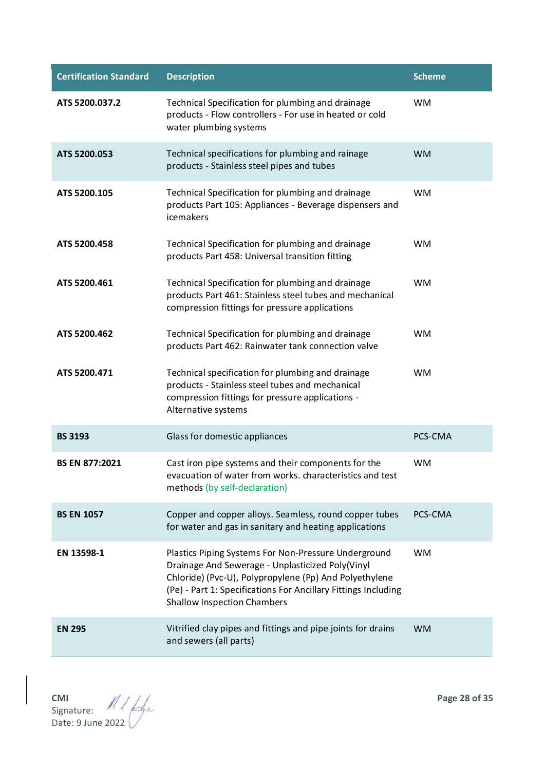| Certification Standard | Description | Scheme |
|---|---|---|
| **ATS 5200.037.2** | Technical Specification for plumbing and drainage products - Flow controllers - For use in heated or cold water plumbing systems | WM |
| **ATS 5200.053** | Technical specifications for plumbing and rainage products - Stainless steel pipes and tubes | WM |
| **ATS 5200.105** | Technical Specification for plumbing and drainage products Part 105: Appliances - Beverage dispensers and icemakers | WM |
| **ATS 5200.458** | Technical Specification for plumbing and drainage products Part 458: Universal transition fitting | WM |
| **ATS 5200.461** | Technical Specification for plumbing and drainage products Part 461: Stainless steel tubes and mechanical compression fittings for pressure applications | WM |
| **ATS 5200.462** | Technical Specification for plumbing and drainage products Part 462: Rainwater tank connection valve | WM |
| **ATS 5200.471** | Technical specification for plumbing and drainage products - Stainless steel tubes and mechanical compression fittings for pressure applications - Alternative systems | WM |
| **BS 3193** | Glass for domestic appliances | PCS-CMA |
| **BS EN 877:2021** | Cast iron pipe systems and their components for the evacuation of water from works. characteristics and test methods (by self-declaration) | WM |
| **BS EN 1057** | Copper and copper alloys. Seamless, round copper tubes for water and gas in sanitary and heating applications | PCS-CMA |
| **EN 13598-1** | Plastics Piping Systems For Non-Pressure Underground Drainage And Sewerage - Unplasticized Poly(Vinyl Chloride) (Pvc-U), Polypropylene (Pp) And Polyethylene (Pe) - Part 1: Specifications For Ancillary Fittings Including Shallow Inspection Chambers | WM |
| **EN 295** | Vitrified clay pipes and fittings and pipe joints for drains and sewers (all parts) | WM |

**CMI**
Signature:
Date: 9 June 2022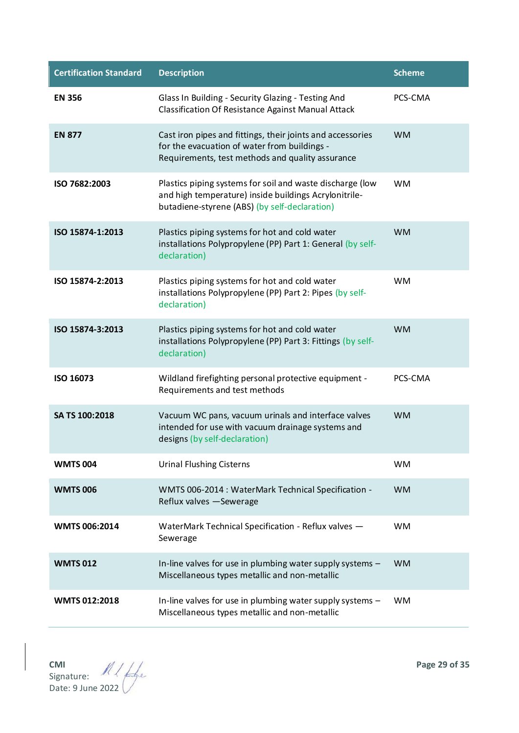| Certification Standard | Description | Scheme |
|---|---|---|
| **EN 356** | Glass In Building - Security Glazing - Testing And Classification Of Resistance Against Manual Attack | PCS-CMA |
| **EN 877** | Cast iron pipes and fittings, their joints and accessories for the evacuation of water from buildings - Requirements, test methods and quality assurance | WM |
| **ISO 7682:2003** | Plastics piping systems for soil and waste discharge (low and high temperature) inside buildings Acrylonitrile-butadiene-styrene (ABS) (by self-declaration) | WM |
| **ISO 15874-1:2013** | Plastics piping systems for hot and cold water installations Polypropylene (PP) Part 1: General (by self-declaration) | WM |
| **ISO 15874-2:2013** | Plastics piping systems for hot and cold water installations Polypropylene (PP) Part 2: Pipes (by self-declaration) | WM |
| **ISO 15874-3:2013** | Plastics piping systems for hot and cold water installations Polypropylene (PP) Part 3: Fittings (by self-declaration) | WM |
| **ISO 16073** | Wildland firefighting personal protective equipment - Requirements and test methods | PCS-CMA |
| **SA TS 100:2018** | Vacuum WC pans, vacuum urinals and interface valves intended for use with vacuum drainage systems and designs (by self-declaration) | WM |
| **WMTS 004** | Urinal Flushing Cisterns | WM |
| **WMTS 006** | WMTS 006-2014 : WaterMark Technical Specification - Reflux valves —Sewerage | WM |
| **WMTS 006:2014** | WaterMark Technical Specification - Reflux valves — Sewerage | WM |
| **WMTS 012** | In-line valves for use in plumbing water supply systems – Miscellaneous types metallic and non-metallic | WM |
| **WMTS 012:2018** | In-line valves for use in plumbing water supply systems – Miscellaneous types metallic and non-metallic | WM |

**CMI**
Signature:
Date: 9 June 2022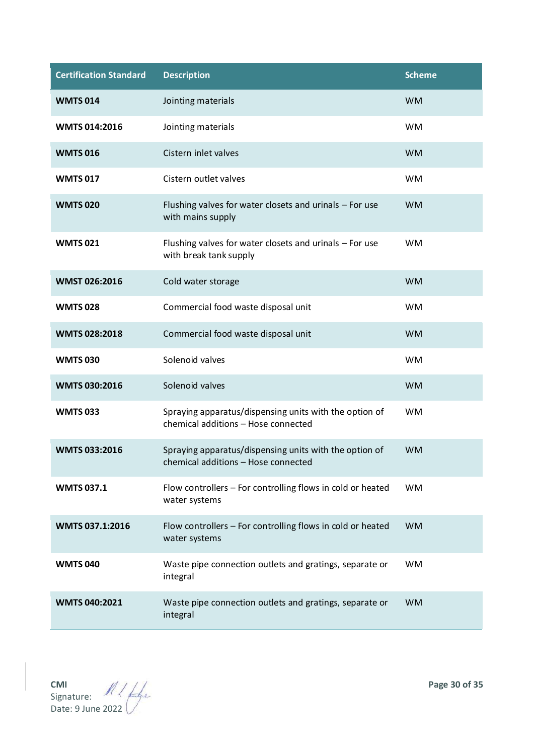| Certification Standard | Description | Scheme |
|---|---|---|
| **WMTS 014** | Jointing materials | WM |
| **WMTS 014:2016** | Jointing materials | WM |
| **WMTS 016** | Cistern inlet valves | WM |
| **WMTS 017** | Cistern outlet valves | WM |
| **WMTS 020** | Flushing valves for water closets and urinals – For use with mains supply | WM |
| **WMTS 021** | Flushing valves for water closets and urinals – For use with break tank supply | WM |
| **WMST 026:2016** | Cold water storage | WM |
| **WMTS 028** | Commercial food waste disposal unit | WM |
| **WMTS 028:2018** | Commercial food waste disposal unit | WM |
| **WMTS 030** | Solenoid valves | WM |
| **WMTS 030:2016** | Solenoid valves | WM |
| **WMTS 033** | Spraying apparatus/dispensing units with the option of chemical additions – Hose connected | WM |
| **WMTS 033:2016** | Spraying apparatus/dispensing units with the option of chemical additions – Hose connected | WM |
| **WMTS 037.1** | Flow controllers – For controlling flows in cold or heated water systems | WM |
| **WMTS 037.1:2016** | Flow controllers – For controlling flows in cold or heated water systems | WM |
| **WMTS 040** | Waste pipe connection outlets and gratings, separate or integral | WM |
| **WMTS 040:2021** | Waste pipe connection outlets and gratings, separate or integral | WM |

**CMI**
Signature:
Date: 9 June 2022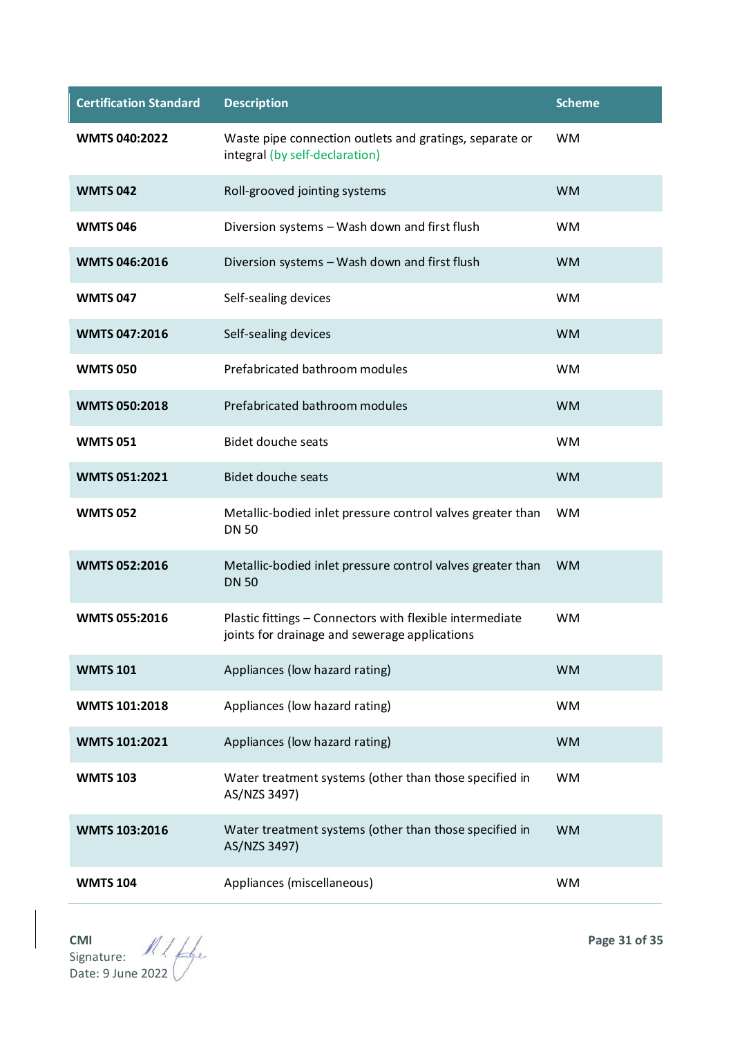| Certification Standard | Description | Scheme |
|---|---|---|
| **WMTS 040:2022** | Waste pipe connection outlets and gratings, separate or integral (by self-declaration) | WM |
| **WMTS 042** | Roll-grooved jointing systems | WM |
| **WMTS 046** | Diversion systems – Wash down and first flush | WM |
| **WMTS 046:2016** | Diversion systems – Wash down and first flush | WM |
| **WMTS 047** | Self-sealing devices | WM |
| **WMTS 047:2016** | Self-sealing devices | WM |
| **WMTS 050** | Prefabricated bathroom modules | WM |
| **WMTS 050:2018** | Prefabricated bathroom modules | WM |
| **WMTS 051** | Bidet douche seats | WM |
| **WMTS 051:2021** | Bidet douche seats | WM |
| **WMTS 052** | Metallic-bodied inlet pressure control valves greater than DN 50 | WM |
| **WMTS 052:2016** | Metallic-bodied inlet pressure control valves greater than DN 50 | WM |
| **WMTS 055:2016** | Plastic fittings – Connectors with flexible intermediate joints for drainage and sewerage applications | WM |
| **WMTS 101** | Appliances (low hazard rating) | WM |
| **WMTS 101:2018** | Appliances (low hazard rating) | WM |
| **WMTS 101:2021** | Appliances (low hazard rating) | WM |
| **WMTS 103** | Water treatment systems (other than those specified in AS/NZS 3497) | WM |
| **WMTS 103:2016** | Water treatment systems (other than those specified in AS/NZS 3497) | WM |
| **WMTS 104** | Appliances (miscellaneous) | WM |

**CMI**
Signature:
Date: 9 June 2022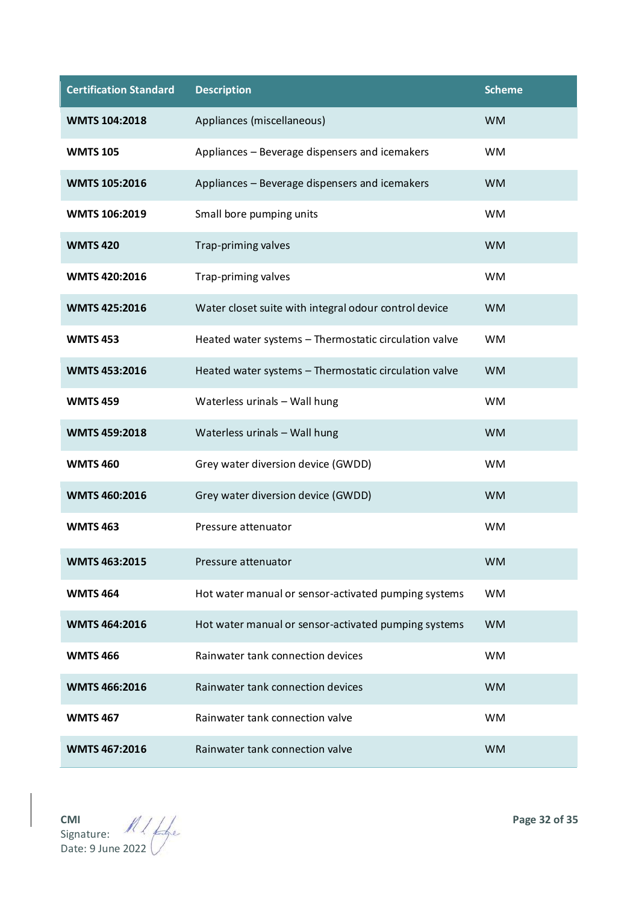| Certification Standard | Description | Scheme |
|---|---|---|
| **WMTS 104:2018** | Appliances (miscellaneous) | WM |
| **WMTS 105** | Appliances – Beverage dispensers and icemakers | WM |
| **WMTS 105:2016** | Appliances – Beverage dispensers and icemakers | WM |
| **WMTS 106:2019** | Small bore pumping units | WM |
| **WMTS 420** | Trap-priming valves | WM |
| **WMTS 420:2016** | Trap-priming valves | WM |
| **WMTS 425:2016** | Water closet suite with integral odour control device | WM |
| **WMTS 453** | Heated water systems – Thermostatic circulation valve | WM |
| **WMTS 453:2016** | Heated water systems – Thermostatic circulation valve | WM |
| **WMTS 459** | Waterless urinals – Wall hung | WM |
| **WMTS 459:2018** | Waterless urinals – Wall hung | WM |
| **WMTS 460** | Grey water diversion device (GWDD) | WM |
| **WMTS 460:2016** | Grey water diversion device (GWDD) | WM |
| **WMTS 463** | Pressure attenuator | WM |
| **WMTS 463:2015** | Pressure attenuator | WM |
| **WMTS 464** | Hot water manual or sensor-activated pumping systems | WM |
| **WMTS 464:2016** | Hot water manual or sensor-activated pumping systems | WM |
| **WMTS 466** | Rainwater tank connection devices | WM |
| **WMTS 466:2016** | Rainwater tank connection devices | WM |
| **WMTS 467** | Rainwater tank connection valve | WM |
| **WMTS 467:2016** | Rainwater tank connection valve | WM |

**CMI**
Signature:
Date: 9 June 2022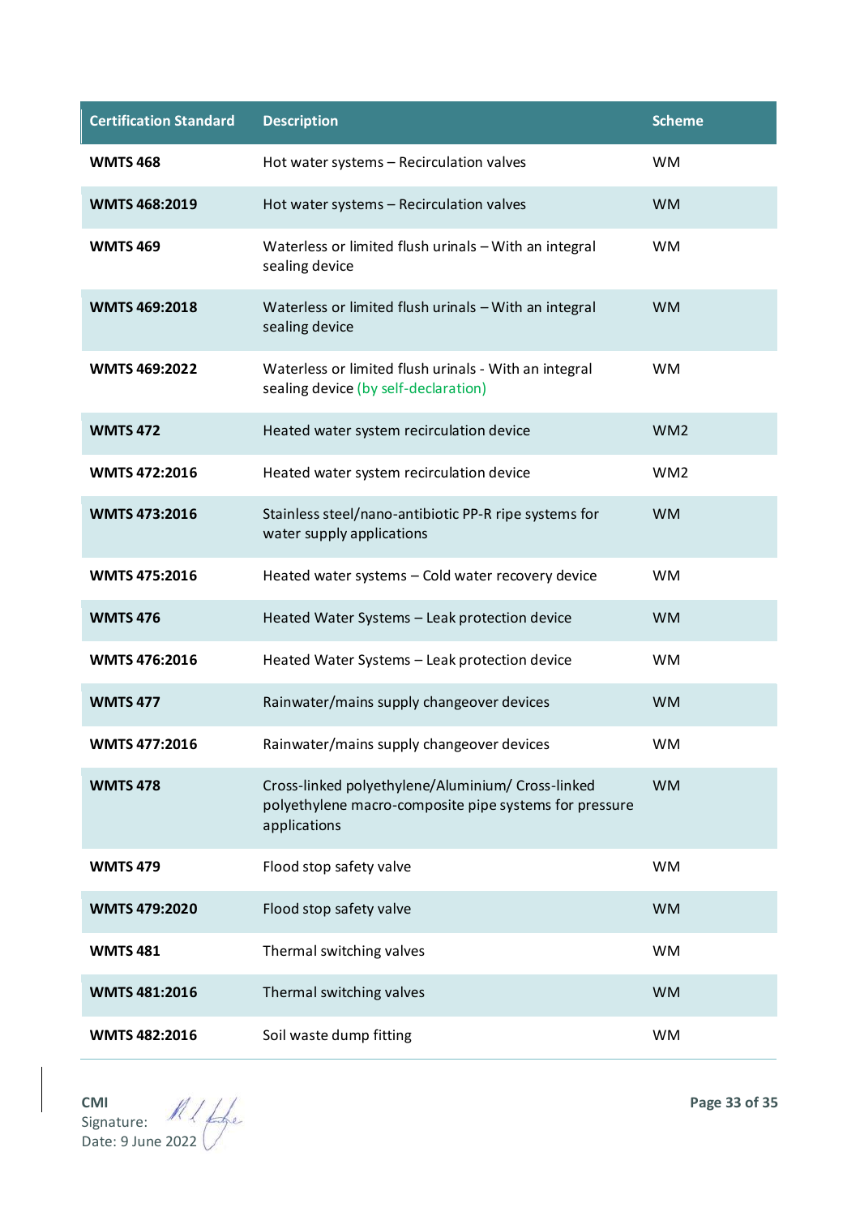| Certification Standard | Description | Scheme |
|---|---|---|
| **WMTS 468** | Hot water systems – Recirculation valves | WM |
| **WMTS 468:2019** | Hot water systems – Recirculation valves | WM |
| **WMTS 469** | Waterless or limited flush urinals – With an integral sealing device | WM |
| **WMTS 469:2018** | Waterless or limited flush urinals – With an integral sealing device | WM |
| **WMTS 469:2022** | Waterless or limited flush urinals - With an integral sealing device (by self-declaration) | WM |
| **WMTS 472** | Heated water system recirculation device | WM2 |
| **WMTS 472:2016** | Heated water system recirculation device | WM2 |
| **WMTS 473:2016** | Stainless steel/nano-antibiotic PP-R ripe systems for water supply applications | WM |
| **WMTS 475:2016** | Heated water systems – Cold water recovery device | WM |
| **WMTS 476** | Heated Water Systems – Leak protection device | WM |
| **WMTS 476:2016** | Heated Water Systems – Leak protection device | WM |
| **WMTS 477** | Rainwater/mains supply changeover devices | WM |
| **WMTS 477:2016** | Rainwater/mains supply changeover devices | WM |
| **WMTS 478** | Cross-linked polyethylene/Aluminium/ Cross-linked polyethylene macro-composite pipe systems for pressure applications | WM |
| **WMTS 479** | Flood stop safety valve | WM |
| **WMTS 479:2020** | Flood stop safety valve | WM |
| **WMTS 481** | Thermal switching valves | WM |
| **WMTS 481:2016** | Thermal switching valves | WM |
| **WMTS 482:2016** | Soil waste dump fitting | WM |

**CMI**
Signature:
Date: 9 June 2022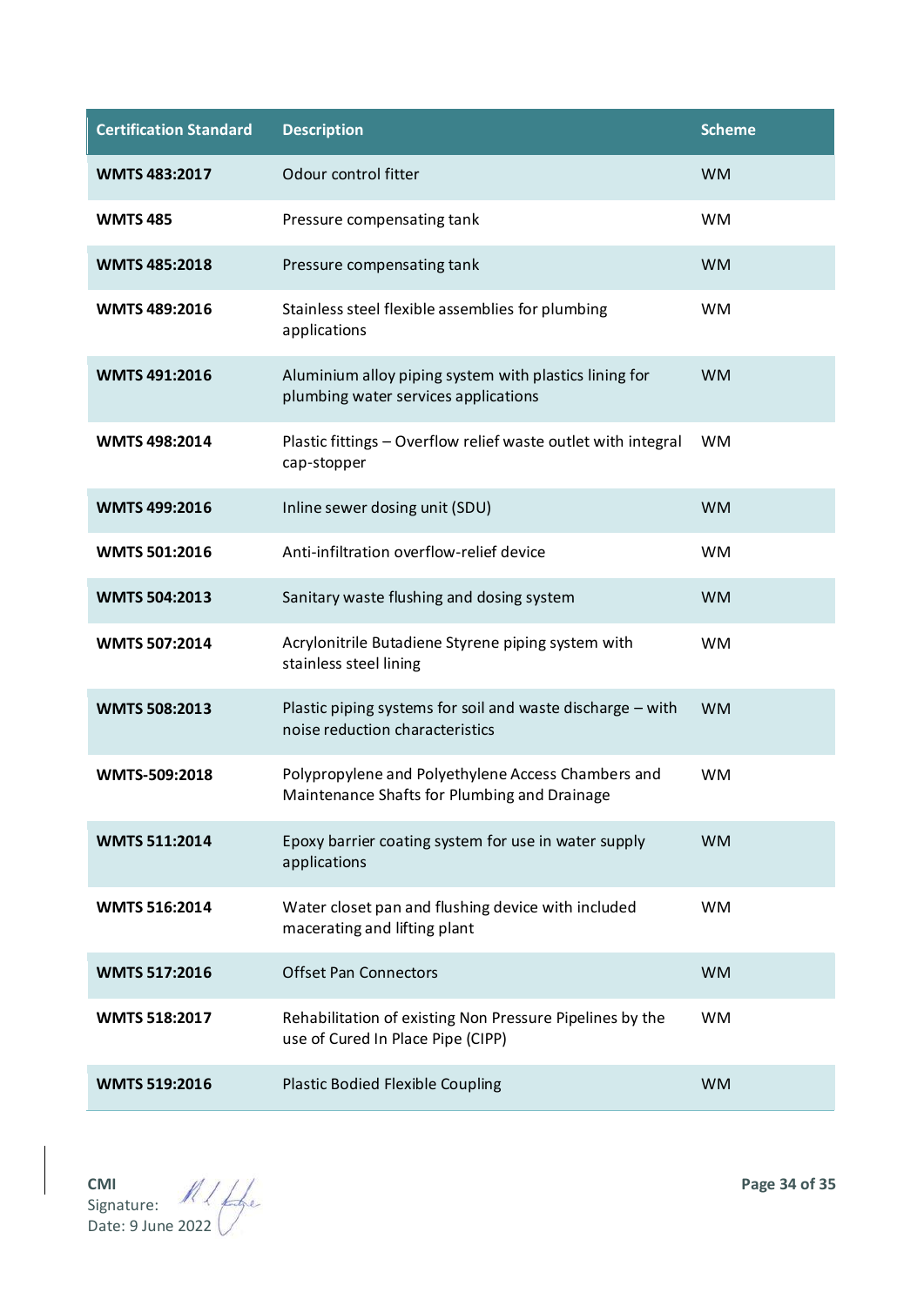| Certification Standard | Description | Scheme |
|---|---|---|
| **WMTS 483:2017** | Odour control fitter | WM |
| **WMTS 485** | Pressure compensating tank | WM |
| **WMTS 485:2018** | Pressure compensating tank | WM |
| **WMTS 489:2016** | Stainless steel flexible assemblies for plumbing applications | WM |
| **WMTS 491:2016** | Aluminium alloy piping system with plastics lining for plumbing water services applications | WM |
| **WMTS 498:2014** | Plastic fittings – Overflow relief waste outlet with integral cap-stopper | WM |
| **WMTS 499:2016** | Inline sewer dosing unit (SDU) | WM |
| **WMTS 501:2016** | Anti-infiltration overflow-relief device | WM |
| **WMTS 504:2013** | Sanitary waste flushing and dosing system | WM |
| **WMTS 507:2014** | Acrylonitrile Butadiene Styrene piping system with stainless steel lining | WM |
| **WMTS 508:2013** | Plastic piping systems for soil and waste discharge – with noise reduction characteristics | WM |
| **WMTS-509:2018** | Polypropylene and Polyethylene Access Chambers and Maintenance Shafts for Plumbing and Drainage | WM |
| **WMTS 511:2014** | Epoxy barrier coating system for use in water supply applications | WM |
| **WMTS 516:2014** | Water closet pan and flushing device with included macerating and lifting plant | WM |
| **WMTS 517:2016** | Offset Pan Connectors | WM |
| **WMTS 518:2017** | Rehabilitation of existing Non Pressure Pipelines by the use of Cured In Place Pipe (CIPP) | WM |
| **WMTS 519:2016** | Plastic Bodied Flexible Coupling | WM |

**CMI**
Signature:
Date: 9 June 2022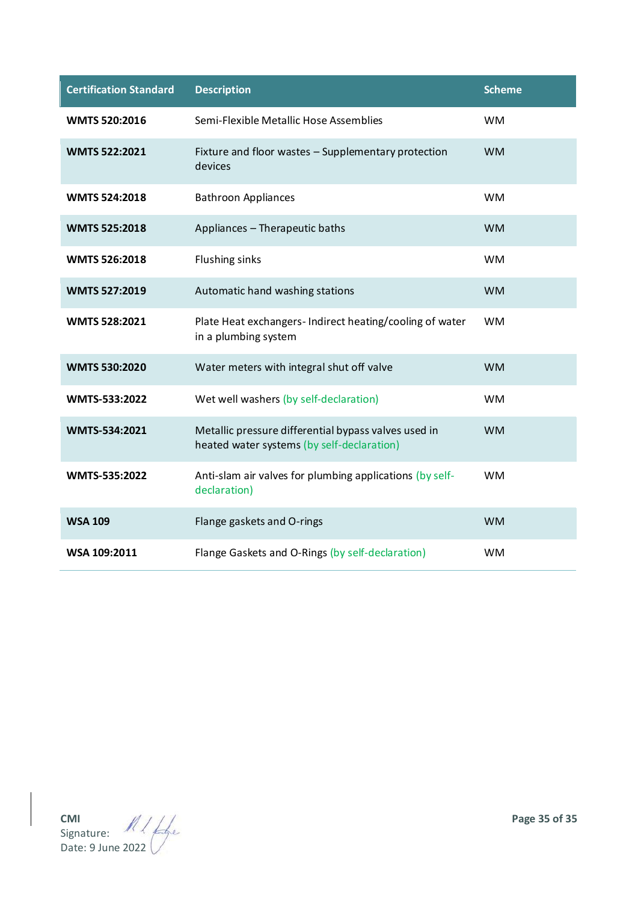| Certification Standard | Description | Scheme |
|---|---|---|
| **WMTS 520:2016** | Semi-Flexible Metallic Hose Assemblies | WM |
| **WMTS 522:2021** | Fixture and floor wastes – Supplementary protection devices | WM |
| **WMTS 524:2018** | Bathroon Appliances | WM |
| **WMTS 525:2018** | Appliances – Therapeutic baths | WM |
| **WMTS 526:2018** | Flushing sinks | WM |
| **WMTS 527:2019** | Automatic hand washing stations | WM |
| **WMTS 528:2021** | Plate Heat exchangers- Indirect heating/cooling of water in a plumbing system | WM |
| **WMTS 530:2020** | Water meters with integral shut off valve | WM |
| **WMTS-533:2022** | Wet well washers (by self-declaration) | WM |
| **WMTS-534:2021** | Metallic pressure differential bypass valves used in heated water systems (by self-declaration) | WM |
| **WMTS-535:2022** | Anti-slam air valves for plumbing applications (by self-declaration) | WM |
| **WSA 109** | Flange gaskets and O-rings | WM |
| **WSA 109:2011** | Flange Gaskets and O-Rings (by self-declaration) | WM |

**CMI**
Signature:
Date: 9 June 2022